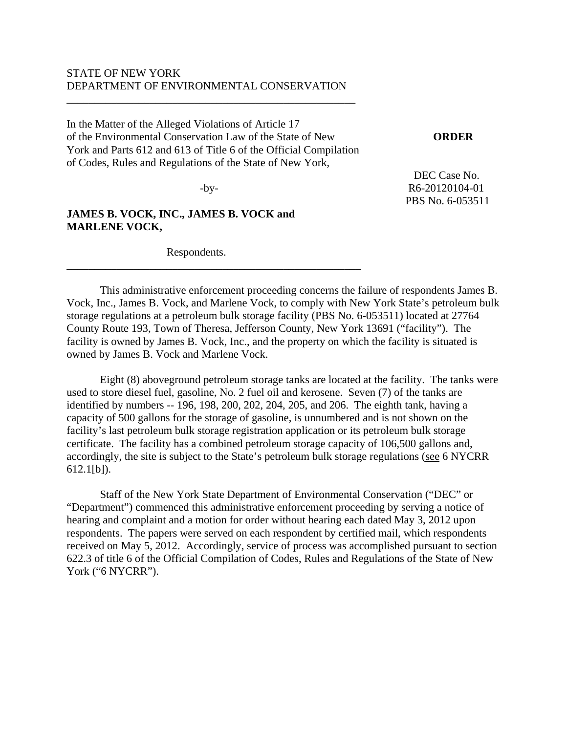STATE OF NEW YORK
DEPARTMENT OF ENVIRONMENTAL CONSERVATION

---

In the Matter of the Alleged Violations of Article 17 of the Environmental Conservation Law of the State of New York and Parts 612 and 613 of Title 6 of the Official Compilation of Codes, Rules and Regulations of the State of New York,

-by-

**JAMES B. VOCK, INC., JAMES B. VOCK and MARLENE VOCK,**

Respondents.

---

**ORDER**

DEC Case No.
R6-20120104-01
PBS No. 6-053511

This administrative enforcement proceeding concerns the failure of respondents James B. Vock, Inc., James B. Vock, and Marlene Vock, to comply with New York State's petroleum bulk storage regulations at a petroleum bulk storage facility (PBS No. 6-053511) located at 27764 County Route 193, Town of Theresa, Jefferson County, New York 13691 ("facility"). The facility is owned by James B. Vock, Inc., and the property on which the facility is situated is owned by James B. Vock and Marlene Vock.

Eight (8) aboveground petroleum storage tanks are located at the facility. The tanks were used to store diesel fuel, gasoline, No. 2 fuel oil and kerosene. Seven (7) of the tanks are identified by numbers -- 196, 198, 200, 202, 204, 205, and 206. The eighth tank, having a capacity of 500 gallons for the storage of gasoline, is unnumbered and is not shown on the facility's last petroleum bulk storage registration application or its petroleum bulk storage certificate. The facility has a combined petroleum storage capacity of 106,500 gallons and, accordingly, the site is subject to the State's petroleum bulk storage regulations (see 6 NYCRR 612.1[b]).

Staff of the New York State Department of Environmental Conservation ("DEC" or "Department") commenced this administrative enforcement proceeding by serving a notice of hearing and complaint and a motion for order without hearing each dated May 3, 2012 upon respondents. The papers were served on each respondent by certified mail, which respondents received on May 5, 2012. Accordingly, service of process was accomplished pursuant to section 622.3 of title 6 of the Official Compilation of Codes, Rules and Regulations of the State of New York ("6 NYCRR").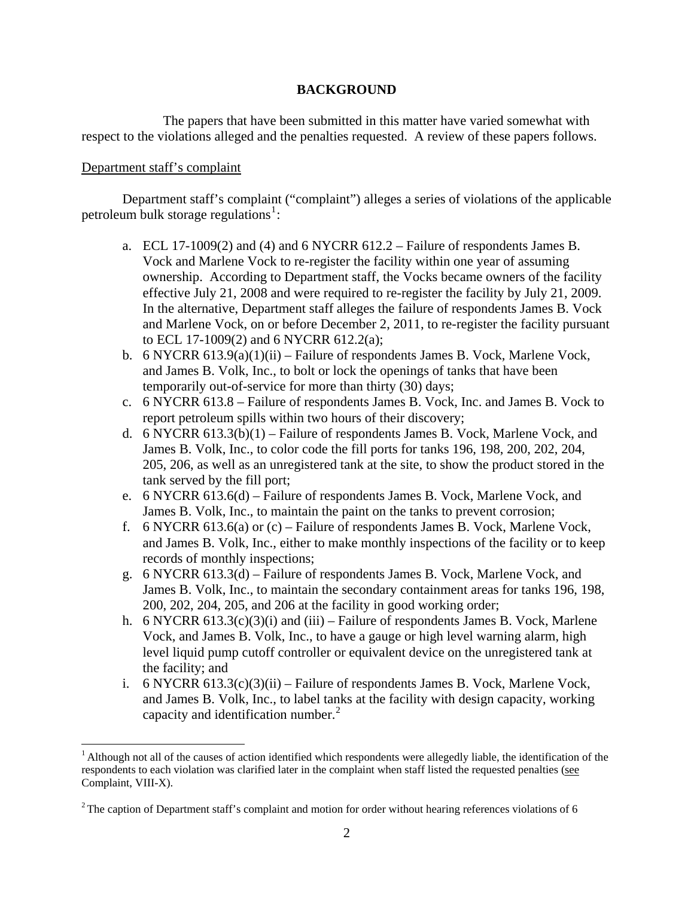## BACKGROUND

The papers that have been submitted in this matter have varied somewhat with respect to the violations alleged and the penalties requested. A review of these papers follows.

Department staff's complaint

Department staff's complaint ("complaint") alleges a series of violations of the applicable petroleum bulk storage regulations[1]:

a. ECL 17-1009(2) and (4) and 6 NYCRR 612.2 – Failure of respondents James B. Vock and Marlene Vock to re-register the facility within one year of assuming ownership. According to Department staff, the Vocks became owners of the facility effective July 21, 2008 and were required to re-register the facility by July 21, 2009. In the alternative, Department staff alleges the failure of respondents James B. Vock and Marlene Vock, on or before December 2, 2011, to re-register the facility pursuant to ECL 17-1009(2) and 6 NYCRR 612.2(a);

b. 6 NYCRR 613.9(a)(1)(ii) – Failure of respondents James B. Vock, Marlene Vock, and James B. Volk, Inc., to bolt or lock the openings of tanks that have been temporarily out-of-service for more than thirty (30) days;

c. 6 NYCRR 613.8 – Failure of respondents James B. Vock, Inc. and James B. Vock to report petroleum spills within two hours of their discovery;

d. 6 NYCRR 613.3(b)(1) – Failure of respondents James B. Vock, Marlene Vock, and James B. Volk, Inc., to color code the fill ports for tanks 196, 198, 200, 202, 204, 205, 206, as well as an unregistered tank at the site, to show the product stored in the tank served by the fill port;

e. 6 NYCRR 613.6(d) – Failure of respondents James B. Vock, Marlene Vock, and James B. Volk, Inc., to maintain the paint on the tanks to prevent corrosion;

f. 6 NYCRR 613.6(a) or (c) – Failure of respondents James B. Vock, Marlene Vock, and James B. Volk, Inc., either to make monthly inspections of the facility or to keep records of monthly inspections;

g. 6 NYCRR 613.3(d) – Failure of respondents James B. Vock, Marlene Vock, and James B. Volk, Inc., to maintain the secondary containment areas for tanks 196, 198, 200, 202, 204, 205, and 206 at the facility in good working order;

h. 6 NYCRR 613.3(c)(3)(i) and (iii) – Failure of respondents James B. Vock, Marlene Vock, and James B. Volk, Inc., to have a gauge or high level warning alarm, high level liquid pump cutoff controller or equivalent device on the unregistered tank at the facility; and

i. 6 NYCRR 613.3(c)(3)(ii) – Failure of respondents James B. Vock, Marlene Vock, and James B. Volk, Inc., to label tanks at the facility with design capacity, working capacity and identification number.[2]

---

[1] Although not all of the causes of action identified which respondents were allegedly liable, the identification of the respondents to each violation was clarified later in the complaint when staff listed the requested penalties (see Complaint, VIII-X).

[2] The caption of Department staff's complaint and motion for order without hearing references violations of 6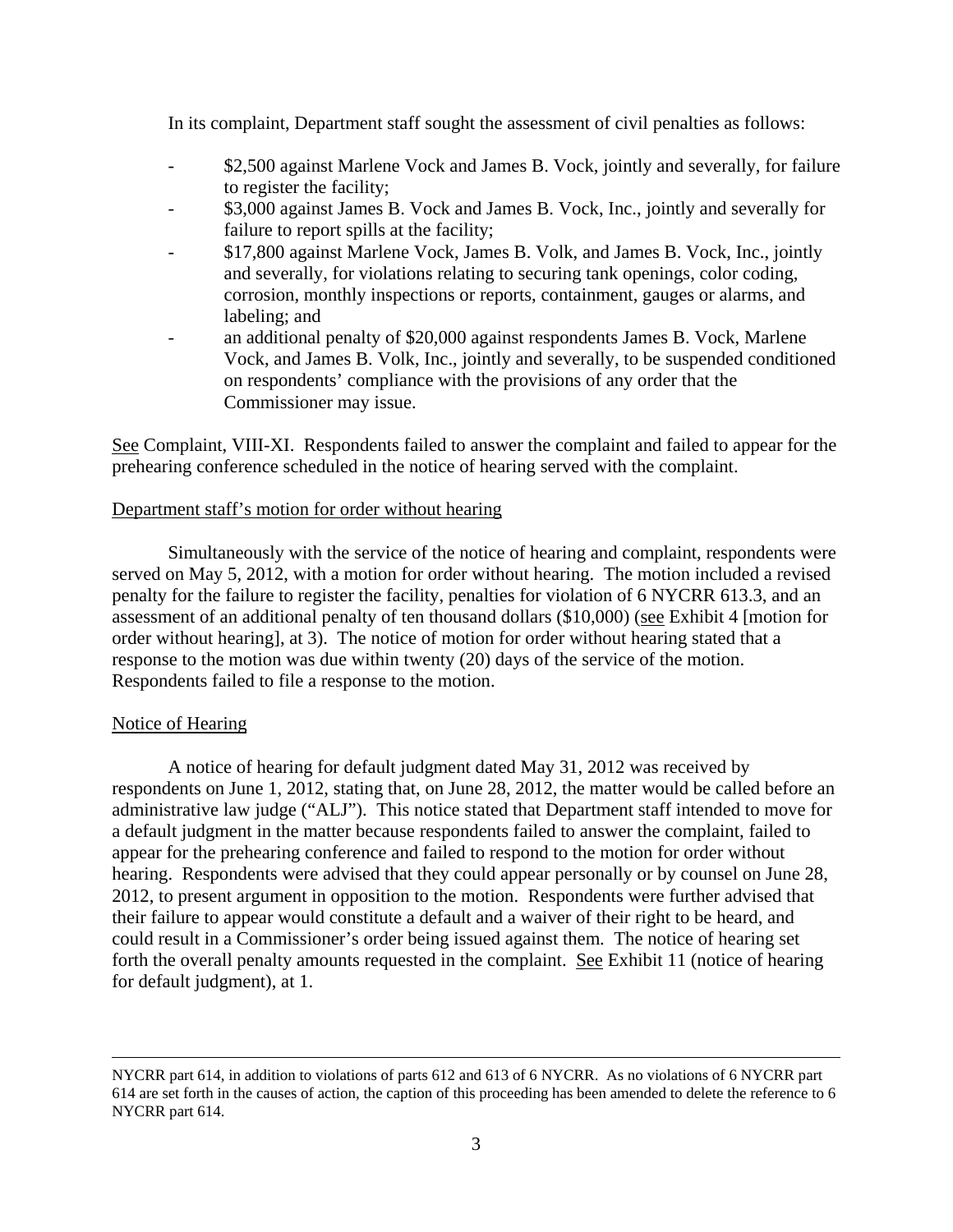In its complaint, Department staff sought the assessment of civil penalties as follows:

- $2,500 against Marlene Vock and James B. Vock, jointly and severally, for failure to register the facility;
- $3,000 against James B. Vock and James B. Vock, Inc., jointly and severally for failure to report spills at the facility;
- $17,800 against Marlene Vock, James B. Volk, and James B. Vock, Inc., jointly and severally, for violations relating to securing tank openings, color coding, corrosion, monthly inspections or reports, containment, gauges or alarms, and labeling; and
- an additional penalty of $20,000 against respondents James B. Vock, Marlene Vock, and James B. Volk, Inc., jointly and severally, to be suspended conditioned on respondents' compliance with the provisions of any order that the Commissioner may issue.

See Complaint, VIII-XI. Respondents failed to answer the complaint and failed to appear for the prehearing conference scheduled in the notice of hearing served with the complaint.

Department staff's motion for order without hearing

Simultaneously with the service of the notice of hearing and complaint, respondents were served on May 5, 2012, with a motion for order without hearing. The motion included a revised penalty for the failure to register the facility, penalties for violation of 6 NYCRR 613.3, and an assessment of an additional penalty of ten thousand dollars ($10,000) (see Exhibit 4 [motion for order without hearing], at 3). The notice of motion for order without hearing stated that a response to the motion was due within twenty (20) days of the service of the motion. Respondents failed to file a response to the motion.

Notice of Hearing

A notice of hearing for default judgment dated May 31, 2012 was received by respondents on June 1, 2012, stating that, on June 28, 2012, the matter would be called before an administrative law judge ("ALJ"). This notice stated that Department staff intended to move for a default judgment in the matter because respondents failed to answer the complaint, failed to appear for the prehearing conference and failed to respond to the motion for order without hearing. Respondents were advised that they could appear personally or by counsel on June 28, 2012, to present argument in opposition to the motion. Respondents were further advised that their failure to appear would constitute a default and a waiver of their right to be heard, and could result in a Commissioner's order being issued against them. The notice of hearing set forth the overall penalty amounts requested in the complaint. See Exhibit 11 (notice of hearing for default judgment), at 1.

---

NYCRR part 614, in addition to violations of parts 612 and 613 of 6 NYCRR. As no violations of 6 NYCRR part 614 are set forth in the causes of action, the caption of this proceeding has been amended to delete the reference to 6 NYCRR part 614.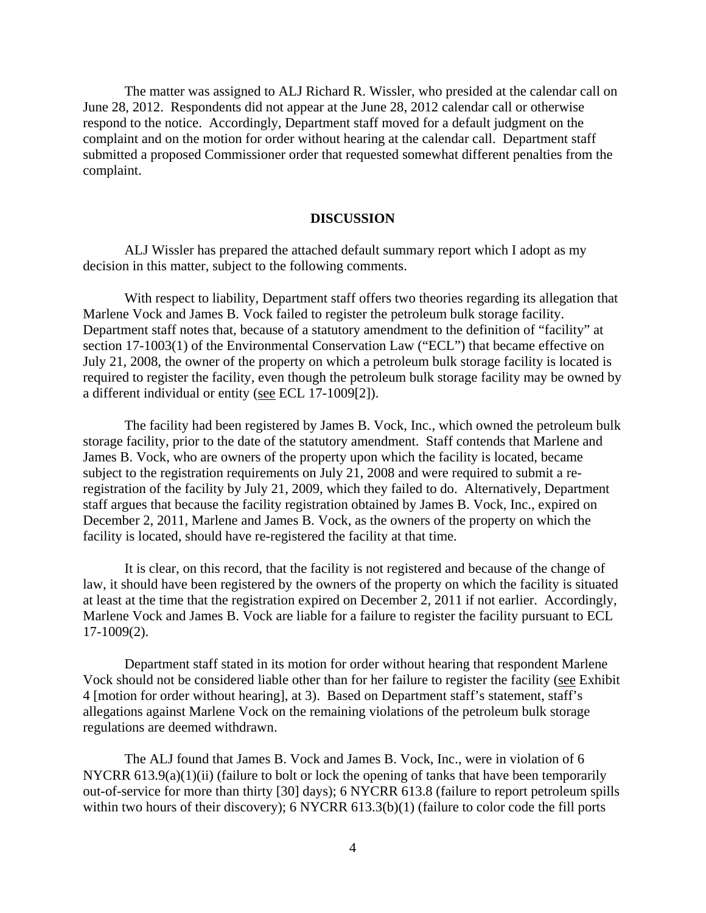The matter was assigned to ALJ Richard R. Wissler, who presided at the calendar call on June 28, 2012. Respondents did not appear at the June 28, 2012 calendar call or otherwise respond to the notice. Accordingly, Department staff moved for a default judgment on the complaint and on the motion for order without hearing at the calendar call. Department staff submitted a proposed Commissioner order that requested somewhat different penalties from the complaint.

## DISCUSSION

ALJ Wissler has prepared the attached default summary report which I adopt as my decision in this matter, subject to the following comments.

With respect to liability, Department staff offers two theories regarding its allegation that Marlene Vock and James B. Vock failed to register the petroleum bulk storage facility. Department staff notes that, because of a statutory amendment to the definition of "facility" at section 17-1003(1) of the Environmental Conservation Law ("ECL") that became effective on July 21, 2008, the owner of the property on which a petroleum bulk storage facility is located is required to register the facility, even though the petroleum bulk storage facility may be owned by a different individual or entity (see ECL 17-1009[2]).

The facility had been registered by James B. Vock, Inc., which owned the petroleum bulk storage facility, prior to the date of the statutory amendment. Staff contends that Marlene and James B. Vock, who are owners of the property upon which the facility is located, became subject to the registration requirements on July 21, 2008 and were required to submit a re-registration of the facility by July 21, 2009, which they failed to do. Alternatively, Department staff argues that because the facility registration obtained by James B. Vock, Inc., expired on December 2, 2011, Marlene and James B. Vock, as the owners of the property on which the facility is located, should have re-registered the facility at that time.

It is clear, on this record, that the facility is not registered and because of the change of law, it should have been registered by the owners of the property on which the facility is situated at least at the time that the registration expired on December 2, 2011 if not earlier. Accordingly, Marlene Vock and James B. Vock are liable for a failure to register the facility pursuant to ECL 17-1009(2).

Department staff stated in its motion for order without hearing that respondent Marlene Vock should not be considered liable other than for her failure to register the facility (see Exhibit 4 [motion for order without hearing], at 3). Based on Department staff's statement, staff's allegations against Marlene Vock on the remaining violations of the petroleum bulk storage regulations are deemed withdrawn.

The ALJ found that James B. Vock and James B. Vock, Inc., were in violation of 6 NYCRR 613.9(a)(1)(ii) (failure to bolt or lock the opening of tanks that have been temporarily out-of-service for more than thirty [30] days); 6 NYCRR 613.8 (failure to report petroleum spills within two hours of their discovery); 6 NYCRR 613.3(b)(1) (failure to color code the fill ports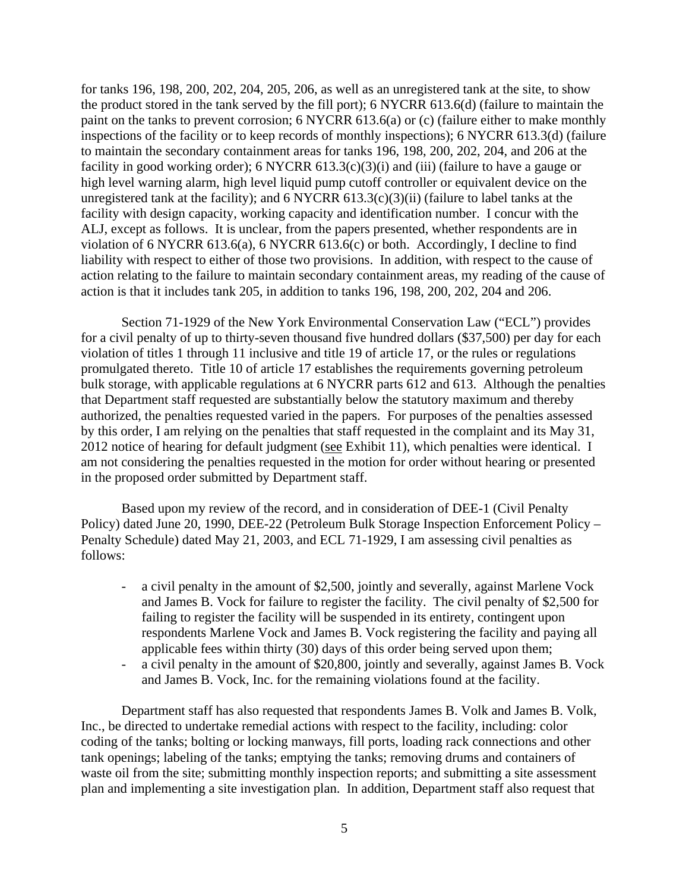for tanks 196, 198, 200, 202, 204, 205, 206, as well as an unregistered tank at the site, to show the product stored in the tank served by the fill port); 6 NYCRR 613.6(d) (failure to maintain the paint on the tanks to prevent corrosion; 6 NYCRR 613.6(a) or (c) (failure either to make monthly inspections of the facility or to keep records of monthly inspections); 6 NYCRR 613.3(d) (failure to maintain the secondary containment areas for tanks 196, 198, 200, 202, 204, and 206 at the facility in good working order); 6 NYCRR 613.3(c)(3)(i) and (iii) (failure to have a gauge or high level warning alarm, high level liquid pump cutoff controller or equivalent device on the unregistered tank at the facility); and 6 NYCRR 613.3(c)(3)(ii) (failure to label tanks at the facility with design capacity, working capacity and identification number. I concur with the ALJ, except as follows. It is unclear, from the papers presented, whether respondents are in violation of 6 NYCRR 613.6(a), 6 NYCRR 613.6(c) or both. Accordingly, I decline to find liability with respect to either of those two provisions. In addition, with respect to the cause of action relating to the failure to maintain secondary containment areas, my reading of the cause of action is that it includes tank 205, in addition to tanks 196, 198, 200, 202, 204 and 206.

Section 71-1929 of the New York Environmental Conservation Law ("ECL") provides for a civil penalty of up to thirty-seven thousand five hundred dollars ($37,500) per day for each violation of titles 1 through 11 inclusive and title 19 of article 17, or the rules or regulations promulgated thereto. Title 10 of article 17 establishes the requirements governing petroleum bulk storage, with applicable regulations at 6 NYCRR parts 612 and 613. Although the penalties that Department staff requested are substantially below the statutory maximum and thereby authorized, the penalties requested varied in the papers. For purposes of the penalties assessed by this order, I am relying on the penalties that staff requested in the complaint and its May 31, 2012 notice of hearing for default judgment (see Exhibit 11), which penalties were identical. I am not considering the penalties requested in the motion for order without hearing or presented in the proposed order submitted by Department staff.

Based upon my review of the record, and in consideration of DEE-1 (Civil Penalty Policy) dated June 20, 1990, DEE-22 (Petroleum Bulk Storage Inspection Enforcement Policy – Penalty Schedule) dated May 21, 2003, and ECL 71-1929, I am assessing civil penalties as follows:

- a civil penalty in the amount of $2,500, jointly and severally, against Marlene Vock and James B. Vock for failure to register the facility. The civil penalty of $2,500 for failing to register the facility will be suspended in its entirety, contingent upon respondents Marlene Vock and James B. Vock registering the facility and paying all applicable fees within thirty (30) days of this order being served upon them;
- a civil penalty in the amount of $20,800, jointly and severally, against James B. Vock and James B. Vock, Inc. for the remaining violations found at the facility.

Department staff has also requested that respondents James B. Volk and James B. Volk, Inc., be directed to undertake remedial actions with respect to the facility, including: color coding of the tanks; bolting or locking manways, fill ports, loading rack connections and other tank openings; labeling of the tanks; emptying the tanks; removing drums and containers of waste oil from the site; submitting monthly inspection reports; and submitting a site assessment plan and implementing a site investigation plan. In addition, Department staff also request that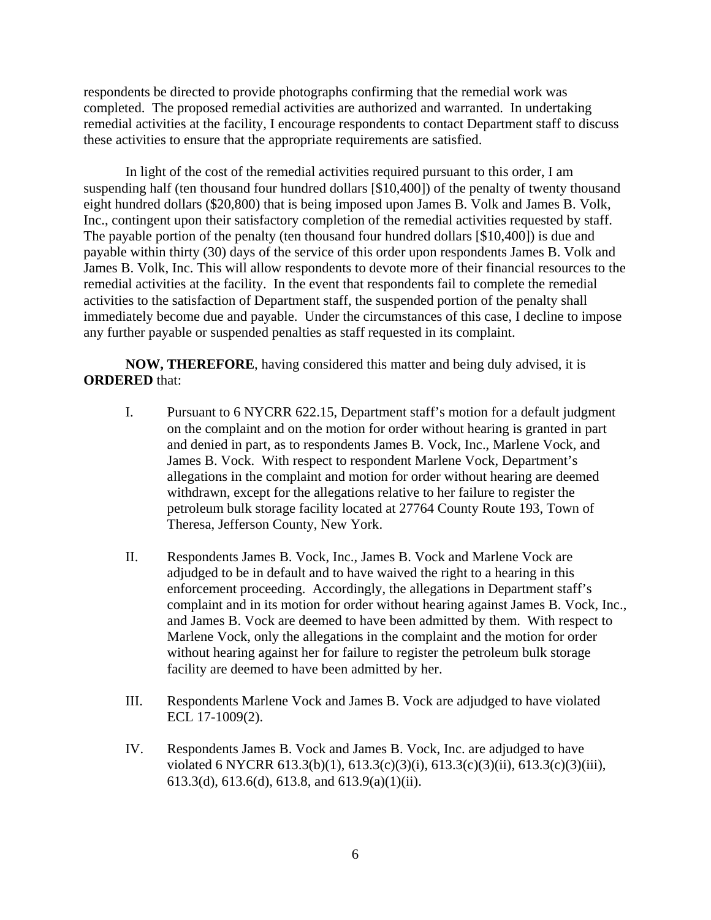respondents be directed to provide photographs confirming that the remedial work was completed. The proposed remedial activities are authorized and warranted. In undertaking remedial activities at the facility, I encourage respondents to contact Department staff to discuss these activities to ensure that the appropriate requirements are satisfied.

In light of the cost of the remedial activities required pursuant to this order, I am suspending half (ten thousand four hundred dollars [$10,400]) of the penalty of twenty thousand eight hundred dollars ($20,800) that is being imposed upon James B. Volk and James B. Volk, Inc., contingent upon their satisfactory completion of the remedial activities requested by staff. The payable portion of the penalty (ten thousand four hundred dollars [$10,400]) is due and payable within thirty (30) days of the service of this order upon respondents James B. Volk and James B. Volk, Inc. This will allow respondents to devote more of their financial resources to the remedial activities at the facility. In the event that respondents fail to complete the remedial activities to the satisfaction of Department staff, the suspended portion of the penalty shall immediately become due and payable. Under the circumstances of this case, I decline to impose any further payable or suspended penalties as staff requested in its complaint.

**NOW, THEREFORE**, having considered this matter and being duly advised, it is **ORDERED** that:

I. Pursuant to 6 NYCRR 622.15, Department staff's motion for a default judgment on the complaint and on the motion for order without hearing is granted in part and denied in part, as to respondents James B. Vock, Inc., Marlene Vock, and James B. Vock. With respect to respondent Marlene Vock, Department's allegations in the complaint and motion for order without hearing are deemed withdrawn, except for the allegations relative to her failure to register the petroleum bulk storage facility located at 27764 County Route 193, Town of Theresa, Jefferson County, New York.

II. Respondents James B. Vock, Inc., James B. Vock and Marlene Vock are adjudged to be in default and to have waived the right to a hearing in this enforcement proceeding. Accordingly, the allegations in Department staff's complaint and in its motion for order without hearing against James B. Vock, Inc., and James B. Vock are deemed to have been admitted by them. With respect to Marlene Vock, only the allegations in the complaint and the motion for order without hearing against her for failure to register the petroleum bulk storage facility are deemed to have been admitted by her.

III. Respondents Marlene Vock and James B. Vock are adjudged to have violated ECL 17-1009(2).

IV. Respondents James B. Vock and James B. Vock, Inc. are adjudged to have violated 6 NYCRR 613.3(b)(1), 613.3(c)(3)(i), 613.3(c)(3)(ii), 613.3(c)(3)(iii), 613.3(d), 613.6(d), 613.8, and 613.9(a)(1)(ii).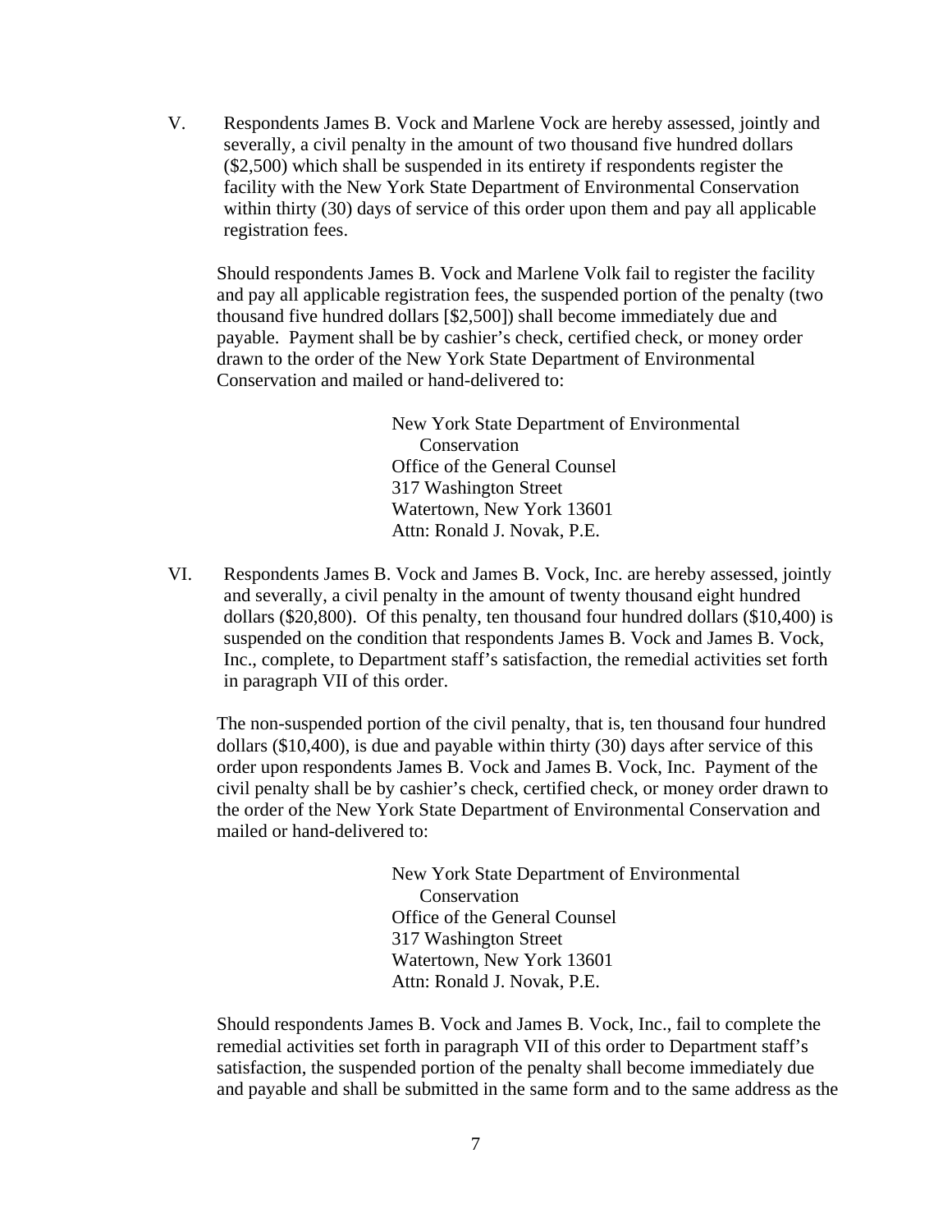V. Respondents James B. Vock and Marlene Vock are hereby assessed, jointly and severally, a civil penalty in the amount of two thousand five hundred dollars ($2,500) which shall be suspended in its entirety if respondents register the facility with the New York State Department of Environmental Conservation within thirty (30) days of service of this order upon them and pay all applicable registration fees.

   Should respondents James B. Vock and Marlene Volk fail to register the facility and pay all applicable registration fees, the suspended portion of the penalty (two thousand five hundred dollars [$2,500]) shall become immediately due and payable. Payment shall be by cashier's check, certified check, or money order drawn to the order of the New York State Department of Environmental Conservation and mailed or hand-delivered to:

   > New York State Department of Environmental Conservation  
   > Office of the General Counsel  
   > 317 Washington Street  
   > Watertown, New York 13601  
   > Attn: Ronald J. Novak, P.E.

VI. Respondents James B. Vock and James B. Vock, Inc. are hereby assessed, jointly and severally, a civil penalty in the amount of twenty thousand eight hundred dollars ($20,800). Of this penalty, ten thousand four hundred dollars ($10,400) is suspended on the condition that respondents James B. Vock and James B. Vock, Inc., complete, to Department staff's satisfaction, the remedial activities set forth in paragraph VII of this order.

   The non-suspended portion of the civil penalty, that is, ten thousand four hundred dollars ($10,400), is due and payable within thirty (30) days after service of this order upon respondents James B. Vock and James B. Vock, Inc. Payment of the civil penalty shall be by cashier's check, certified check, or money order drawn to the order of the New York State Department of Environmental Conservation and mailed or hand-delivered to:

   > New York State Department of Environmental Conservation  
   > Office of the General Counsel  
   > 317 Washington Street  
   > Watertown, New York 13601  
   > Attn: Ronald J. Novak, P.E.

   Should respondents James B. Vock and James B. Vock, Inc., fail to complete the remedial activities set forth in paragraph VII of this order to Department staff's satisfaction, the suspended portion of the penalty shall become immediately due and payable and shall be submitted in the same form and to the same address as the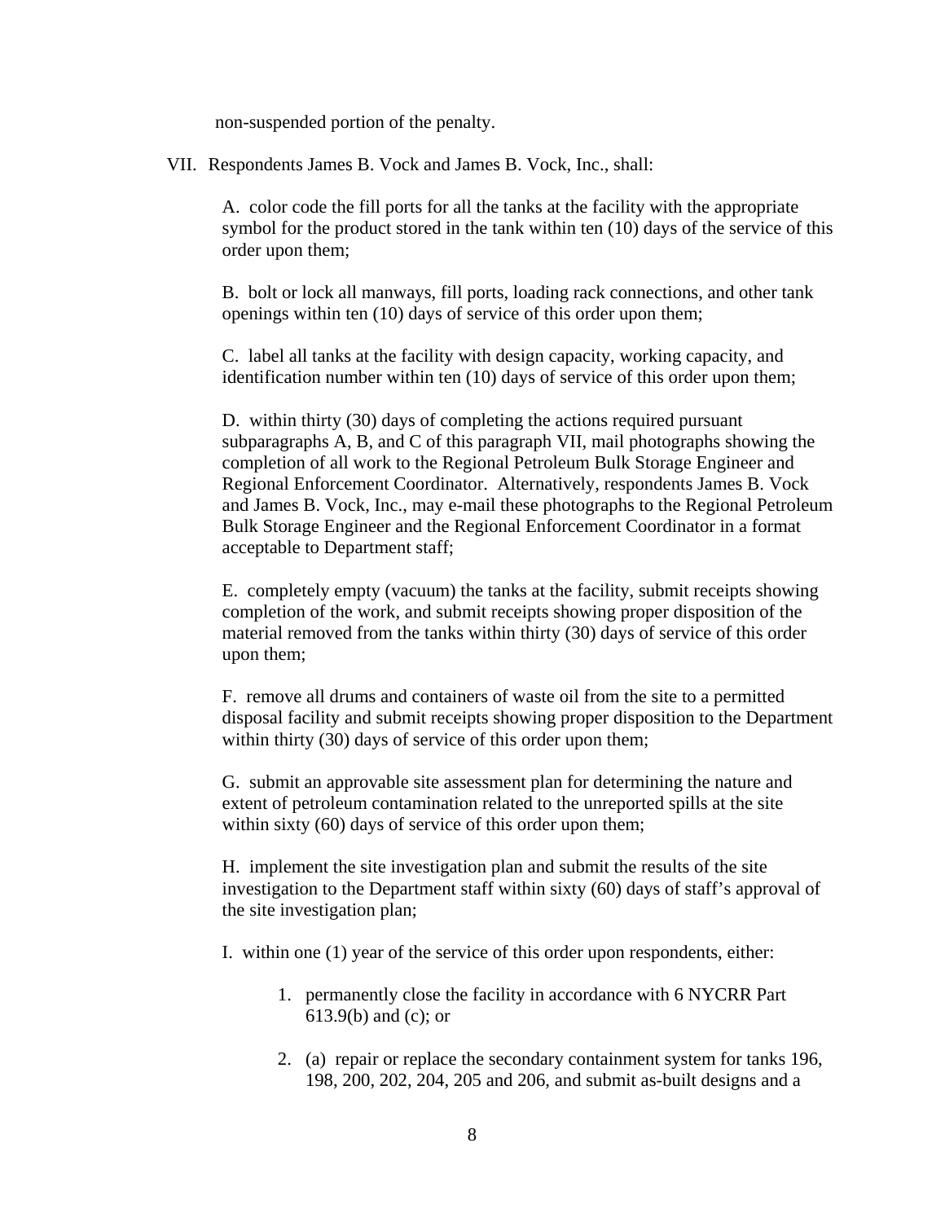non-suspended portion of the penalty.

VII. Respondents James B. Vock and James B. Vock, Inc., shall:

A. color code the fill ports for all the tanks at the facility with the appropriate symbol for the product stored in the tank within ten (10) days of the service of this order upon them;

B. bolt or lock all manways, fill ports, loading rack connections, and other tank openings within ten (10) days of service of this order upon them;

C. label all tanks at the facility with design capacity, working capacity, and identification number within ten (10) days of service of this order upon them;

D. within thirty (30) days of completing the actions required pursuant subparagraphs A, B, and C of this paragraph VII, mail photographs showing the completion of all work to the Regional Petroleum Bulk Storage Engineer and Regional Enforcement Coordinator. Alternatively, respondents James B. Vock and James B. Vock, Inc., may e-mail these photographs to the Regional Petroleum Bulk Storage Engineer and the Regional Enforcement Coordinator in a format acceptable to Department staff;

E. completely empty (vacuum) the tanks at the facility, submit receipts showing completion of the work, and submit receipts showing proper disposition of the material removed from the tanks within thirty (30) days of service of this order upon them;

F. remove all drums and containers of waste oil from the site to a permitted disposal facility and submit receipts showing proper disposition to the Department within thirty (30) days of service of this order upon them;

G. submit an approvable site assessment plan for determining the nature and extent of petroleum contamination related to the unreported spills at the site within sixty (60) days of service of this order upon them;

H. implement the site investigation plan and submit the results of the site investigation to the Department staff within sixty (60) days of staff's approval of the site investigation plan;

I. within one (1) year of the service of this order upon respondents, either:

1. permanently close the facility in accordance with 6 NYCRR Part 613.9(b) and (c); or

2. (a) repair or replace the secondary containment system for tanks 196, 198, 200, 202, 204, 205 and 206, and submit as-built designs and a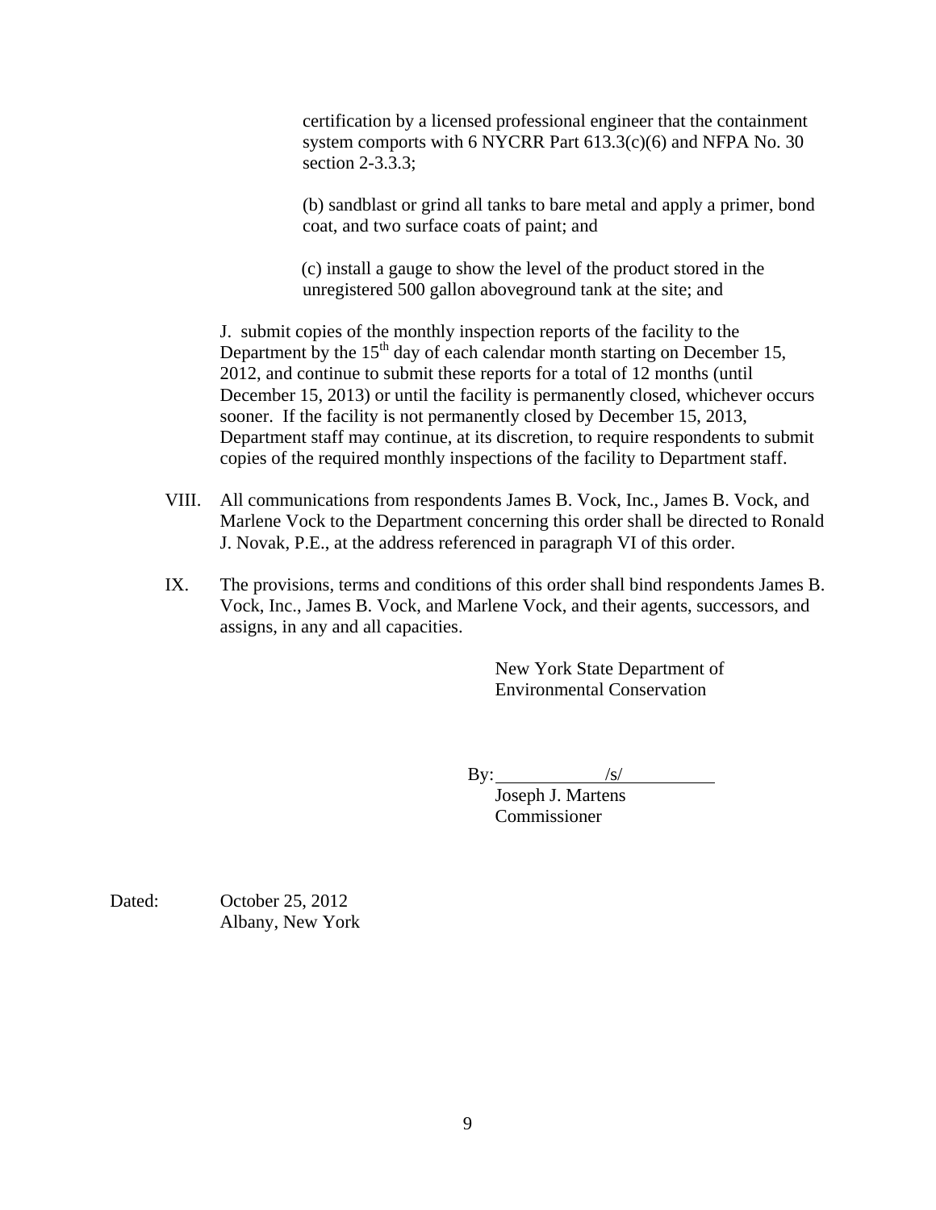certification by a licensed professional engineer that the containment system comports with 6 NYCRR Part 613.3(c)(6) and NFPA No. 30 section 2-3.3.3;

(b) sandblast or grind all tanks to bare metal and apply a primer, bond coat, and two surface coats of paint; and

(c) install a gauge to show the level of the product stored in the unregistered 500 gallon aboveground tank at the site; and

J. submit copies of the monthly inspection reports of the facility to the Department by the 15th day of each calendar month starting on December 15, 2012, and continue to submit these reports for a total of 12 months (until December 15, 2013) or until the facility is permanently closed, whichever occurs sooner. If the facility is not permanently closed by December 15, 2013, Department staff may continue, at its discretion, to require respondents to submit copies of the required monthly inspections of the facility to Department staff.

VIII. All communications from respondents James B. Vock, Inc., James B. Vock, and Marlene Vock to the Department concerning this order shall be directed to Ronald J. Novak, P.E., at the address referenced in paragraph VI of this order.

IX. The provisions, terms and conditions of this order shall bind respondents James B. Vock, Inc., James B. Vock, and Marlene Vock, and their agents, successors, and assigns, in any and all capacities.

New York State Department of Environmental Conservation

By: /s/
Joseph J. Martens
Commissioner

Dated: October 25, 2012
Albany, New York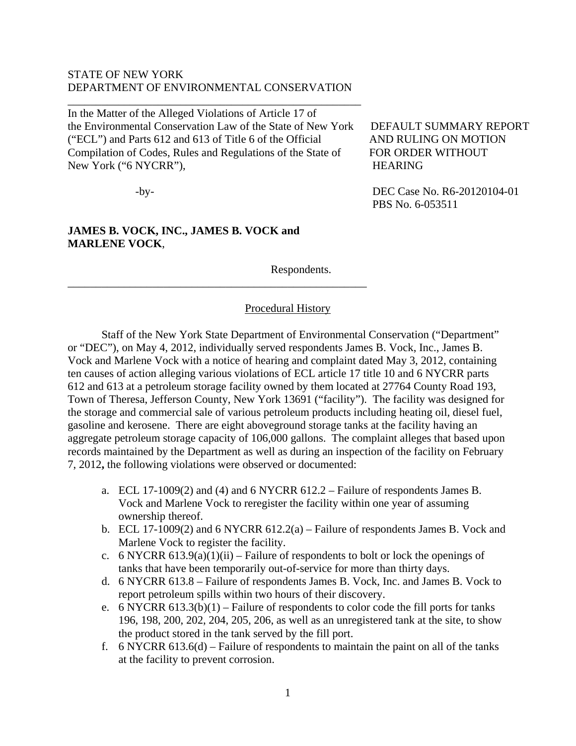STATE OF NEW YORK
DEPARTMENT OF ENVIRONMENTAL CONSERVATION

---

In the Matter of the Alleged Violations of Article 17 of the Environmental Conservation Law of the State of New York ("ECL") and Parts 612 and 613 of Title 6 of the Official Compilation of Codes, Rules and Regulations of the State of New York ("6 NYCRR"),

-by-

**JAMES B. VOCK, INC., JAMES B. VOCK and MARLENE VOCK**,

Respondents.

---

DEFAULT SUMMARY REPORT AND RULING ON MOTION FOR ORDER WITHOUT HEARING

DEC Case No. R6-20120104-01
PBS No. 6-053511

## Procedural History

Staff of the New York State Department of Environmental Conservation ("Department" or "DEC"), on May 4, 2012, individually served respondents James B. Vock, Inc., James B. Vock and Marlene Vock with a notice of hearing and complaint dated May 3, 2012, containing ten causes of action alleging various violations of ECL article 17 title 10 and 6 NYCRR parts 612 and 613 at a petroleum storage facility owned by them located at 27764 County Road 193, Town of Theresa, Jefferson County, New York 13691 ("facility"). The facility was designed for the storage and commercial sale of various petroleum products including heating oil, diesel fuel, gasoline and kerosene. There are eight aboveground storage tanks at the facility having an aggregate petroleum storage capacity of 106,000 gallons. The complaint alleges that based upon records maintained by the Department as well as during an inspection of the facility on February 7, 2012**,** the following violations were observed or documented:

a. ECL 17-1009(2) and (4) and 6 NYCRR 612.2 – Failure of respondents James B. Vock and Marlene Vock to reregister the facility within one year of assuming ownership thereof.
b. ECL 17-1009(2) and 6 NYCRR 612.2(a) – Failure of respondents James B. Vock and Marlene Vock to register the facility.
c. 6 NYCRR 613.9(a)(1)(ii) – Failure of respondents to bolt or lock the openings of tanks that have been temporarily out-of-service for more than thirty days.
d. 6 NYCRR 613.8 – Failure of respondents James B. Vock, Inc. and James B. Vock to report petroleum spills within two hours of their discovery.
e. 6 NYCRR 613.3(b)(1) – Failure of respondents to color code the fill ports for tanks 196, 198, 200, 202, 204, 205, 206, as well as an unregistered tank at the site, to show the product stored in the tank served by the fill port.
f. 6 NYCRR 613.6(d) – Failure of respondents to maintain the paint on all of the tanks at the facility to prevent corrosion.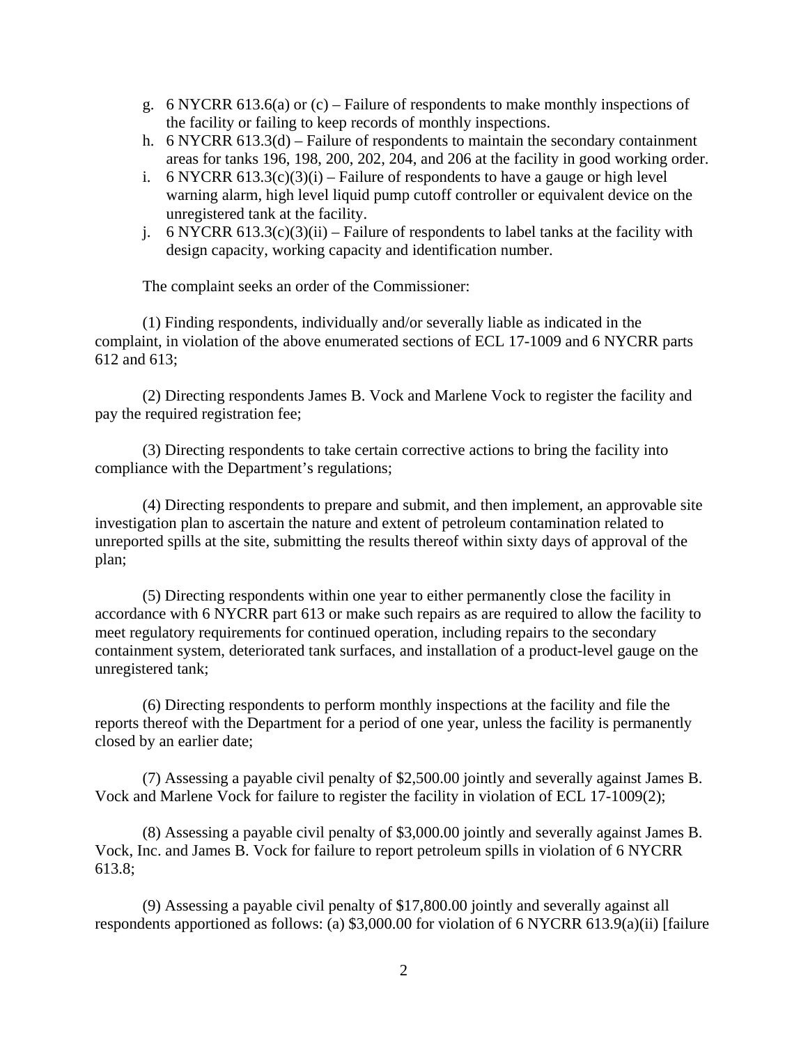g. 6 NYCRR 613.6(a) or (c) – Failure of respondents to make monthly inspections of the facility or failing to keep records of monthly inspections.
h. 6 NYCRR 613.3(d) – Failure of respondents to maintain the secondary containment areas for tanks 196, 198, 200, 202, 204, and 206 at the facility in good working order.
i. 6 NYCRR 613.3(c)(3)(i) – Failure of respondents to have a gauge or high level warning alarm, high level liquid pump cutoff controller or equivalent device on the unregistered tank at the facility.
j. 6 NYCRR 613.3(c)(3)(ii) – Failure of respondents to label tanks at the facility with design capacity, working capacity and identification number.

The complaint seeks an order of the Commissioner:

(1) Finding respondents, individually and/or severally liable as indicated in the complaint, in violation of the above enumerated sections of ECL 17-1009 and 6 NYCRR parts 612 and 613;

(2) Directing respondents James B. Vock and Marlene Vock to register the facility and pay the required registration fee;

(3) Directing respondents to take certain corrective actions to bring the facility into compliance with the Department's regulations;

(4) Directing respondents to prepare and submit, and then implement, an approvable site investigation plan to ascertain the nature and extent of petroleum contamination related to unreported spills at the site, submitting the results thereof within sixty days of approval of the plan;

(5) Directing respondents within one year to either permanently close the facility in accordance with 6 NYCRR part 613 or make such repairs as are required to allow the facility to meet regulatory requirements for continued operation, including repairs to the secondary containment system, deteriorated tank surfaces, and installation of a product-level gauge on the unregistered tank;

(6) Directing respondents to perform monthly inspections at the facility and file the reports thereof with the Department for a period of one year, unless the facility is permanently closed by an earlier date;

(7) Assessing a payable civil penalty of $2,500.00 jointly and severally against James B. Vock and Marlene Vock for failure to register the facility in violation of ECL 17-1009(2);

(8) Assessing a payable civil penalty of $3,000.00 jointly and severally against James B. Vock, Inc. and James B. Vock for failure to report petroleum spills in violation of 6 NYCRR 613.8;

(9) Assessing a payable civil penalty of $17,800.00 jointly and severally against all respondents apportioned as follows: (a) $3,000.00 for violation of 6 NYCRR 613.9(a)(ii) [failure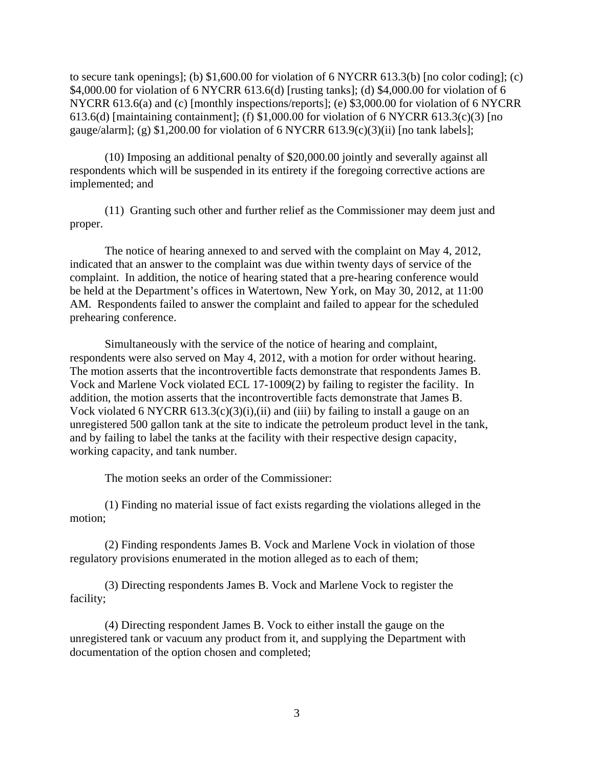to secure tank openings]; (b) $1,600.00 for violation of 6 NYCRR 613.3(b) [no color coding]; (c) $4,000.00 for violation of 6 NYCRR 613.6(d) [rusting tanks]; (d) $4,000.00 for violation of 6 NYCRR 613.6(a) and (c) [monthly inspections/reports]; (e) $3,000.00 for violation of 6 NYCRR 613.6(d) [maintaining containment]; (f) $1,000.00 for violation of 6 NYCRR 613.3(c)(3) [no gauge/alarm]; (g) $1,200.00 for violation of 6 NYCRR 613.9(c)(3)(ii) [no tank labels];

(10) Imposing an additional penalty of $20,000.00 jointly and severally against all respondents which will be suspended in its entirety if the foregoing corrective actions are implemented; and

(11) Granting such other and further relief as the Commissioner may deem just and proper.

The notice of hearing annexed to and served with the complaint on May 4, 2012, indicated that an answer to the complaint was due within twenty days of service of the complaint. In addition, the notice of hearing stated that a pre-hearing conference would be held at the Department's offices in Watertown, New York, on May 30, 2012, at 11:00 AM. Respondents failed to answer the complaint and failed to appear for the scheduled prehearing conference.

Simultaneously with the service of the notice of hearing and complaint, respondents were also served on May 4, 2012, with a motion for order without hearing. The motion asserts that the incontrovertible facts demonstrate that respondents James B. Vock and Marlene Vock violated ECL 17-1009(2) by failing to register the facility. In addition, the motion asserts that the incontrovertible facts demonstrate that James B. Vock violated 6 NYCRR 613.3(c)(3)(i),(ii) and (iii) by failing to install a gauge on an unregistered 500 gallon tank at the site to indicate the petroleum product level in the tank, and by failing to label the tanks at the facility with their respective design capacity, working capacity, and tank number.

The motion seeks an order of the Commissioner:

(1) Finding no material issue of fact exists regarding the violations alleged in the motion;

(2) Finding respondents James B. Vock and Marlene Vock in violation of those regulatory provisions enumerated in the motion alleged as to each of them;

(3) Directing respondents James B. Vock and Marlene Vock to register the facility;

(4) Directing respondent James B. Vock to either install the gauge on the unregistered tank or vacuum any product from it, and supplying the Department with documentation of the option chosen and completed;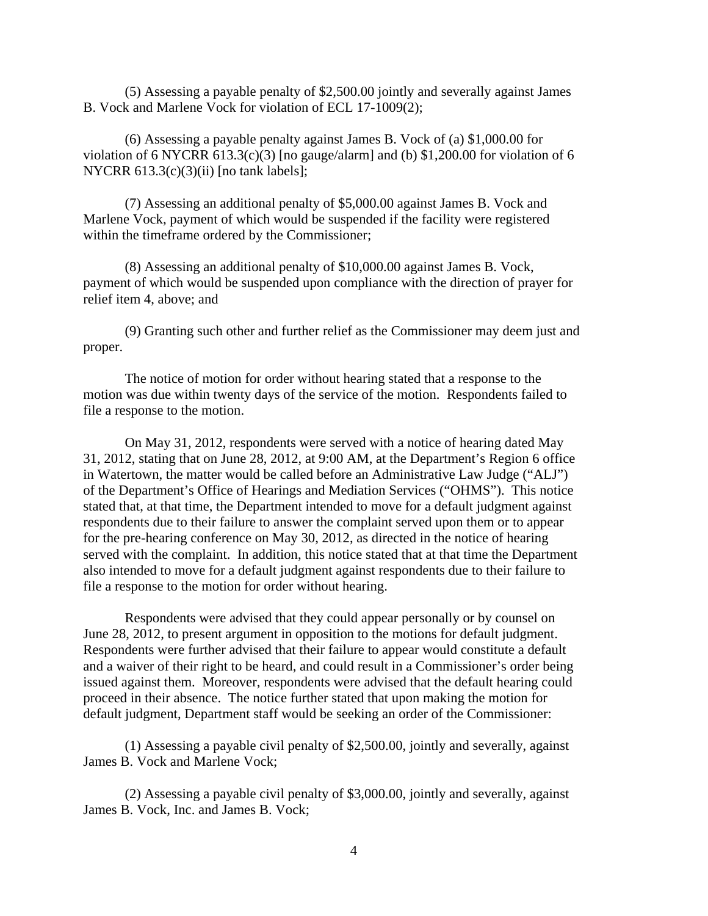(5) Assessing a payable penalty of $2,500.00 jointly and severally against James B. Vock and Marlene Vock for violation of ECL 17-1009(2);

(6) Assessing a payable penalty against James B. Vock of (a) $1,000.00 for violation of 6 NYCRR 613.3(c)(3) [no gauge/alarm] and (b) $1,200.00 for violation of 6 NYCRR 613.3(c)(3)(ii) [no tank labels];

(7) Assessing an additional penalty of $5,000.00 against James B. Vock and Marlene Vock, payment of which would be suspended if the facility were registered within the timeframe ordered by the Commissioner;

(8) Assessing an additional penalty of $10,000.00 against James B. Vock, payment of which would be suspended upon compliance with the direction of prayer for relief item 4, above; and

(9) Granting such other and further relief as the Commissioner may deem just and proper.

The notice of motion for order without hearing stated that a response to the motion was due within twenty days of the service of the motion. Respondents failed to file a response to the motion.

On May 31, 2012, respondents were served with a notice of hearing dated May 31, 2012, stating that on June 28, 2012, at 9:00 AM, at the Department's Region 6 office in Watertown, the matter would be called before an Administrative Law Judge ("ALJ") of the Department's Office of Hearings and Mediation Services ("OHMS"). This notice stated that, at that time, the Department intended to move for a default judgment against respondents due to their failure to answer the complaint served upon them or to appear for the pre-hearing conference on May 30, 2012, as directed in the notice of hearing served with the complaint. In addition, this notice stated that at that time the Department also intended to move for a default judgment against respondents due to their failure to file a response to the motion for order without hearing.

Respondents were advised that they could appear personally or by counsel on June 28, 2012, to present argument in opposition to the motions for default judgment. Respondents were further advised that their failure to appear would constitute a default and a waiver of their right to be heard, and could result in a Commissioner's order being issued against them. Moreover, respondents were advised that the default hearing could proceed in their absence. The notice further stated that upon making the motion for default judgment, Department staff would be seeking an order of the Commissioner:

(1) Assessing a payable civil penalty of $2,500.00, jointly and severally, against James B. Vock and Marlene Vock;

(2) Assessing a payable civil penalty of $3,000.00, jointly and severally, against James B. Vock, Inc. and James B. Vock;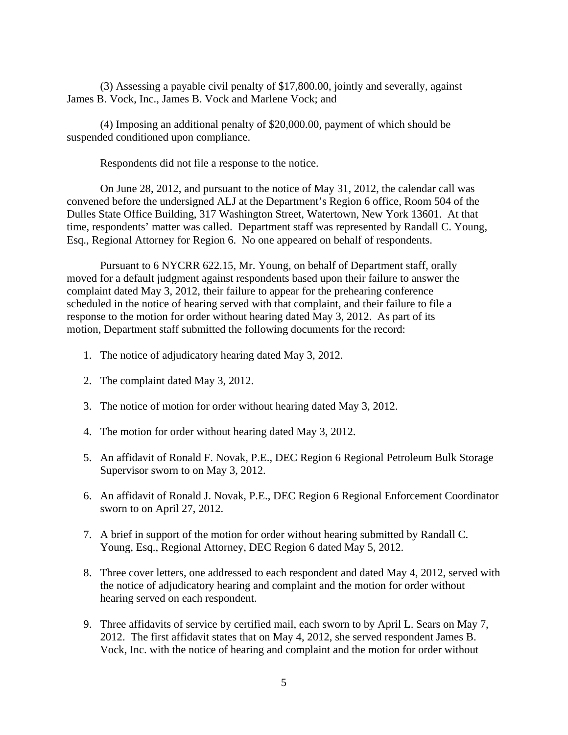(3) Assessing a payable civil penalty of $17,800.00, jointly and severally, against James B. Vock, Inc., James B. Vock and Marlene Vock; and

(4) Imposing an additional penalty of $20,000.00, payment of which should be suspended conditioned upon compliance.

Respondents did not file a response to the notice.

On June 28, 2012, and pursuant to the notice of May 31, 2012, the calendar call was convened before the undersigned ALJ at the Department's Region 6 office, Room 504 of the Dulles State Office Building, 317 Washington Street, Watertown, New York 13601. At that time, respondents' matter was called. Department staff was represented by Randall C. Young, Esq., Regional Attorney for Region 6. No one appeared on behalf of respondents.

Pursuant to 6 NYCRR 622.15, Mr. Young, on behalf of Department staff, orally moved for a default judgment against respondents based upon their failure to answer the complaint dated May 3, 2012, their failure to appear for the prehearing conference scheduled in the notice of hearing served with that complaint, and their failure to file a response to the motion for order without hearing dated May 3, 2012. As part of its motion, Department staff submitted the following documents for the record:

1. The notice of adjudicatory hearing dated May 3, 2012.

2. The complaint dated May 3, 2012.

3. The notice of motion for order without hearing dated May 3, 2012.

4. The motion for order without hearing dated May 3, 2012.

5. An affidavit of Ronald F. Novak, P.E., DEC Region 6 Regional Petroleum Bulk Storage Supervisor sworn to on May 3, 2012.

6. An affidavit of Ronald J. Novak, P.E., DEC Region 6 Regional Enforcement Coordinator sworn to on April 27, 2012.

7. A brief in support of the motion for order without hearing submitted by Randall C. Young, Esq., Regional Attorney, DEC Region 6 dated May 5, 2012.

8. Three cover letters, one addressed to each respondent and dated May 4, 2012, served with the notice of adjudicatory hearing and complaint and the motion for order without hearing served on each respondent.

9. Three affidavits of service by certified mail, each sworn to by April L. Sears on May 7, 2012. The first affidavit states that on May 4, 2012, she served respondent James B. Vock, Inc. with the notice of hearing and complaint and the motion for order without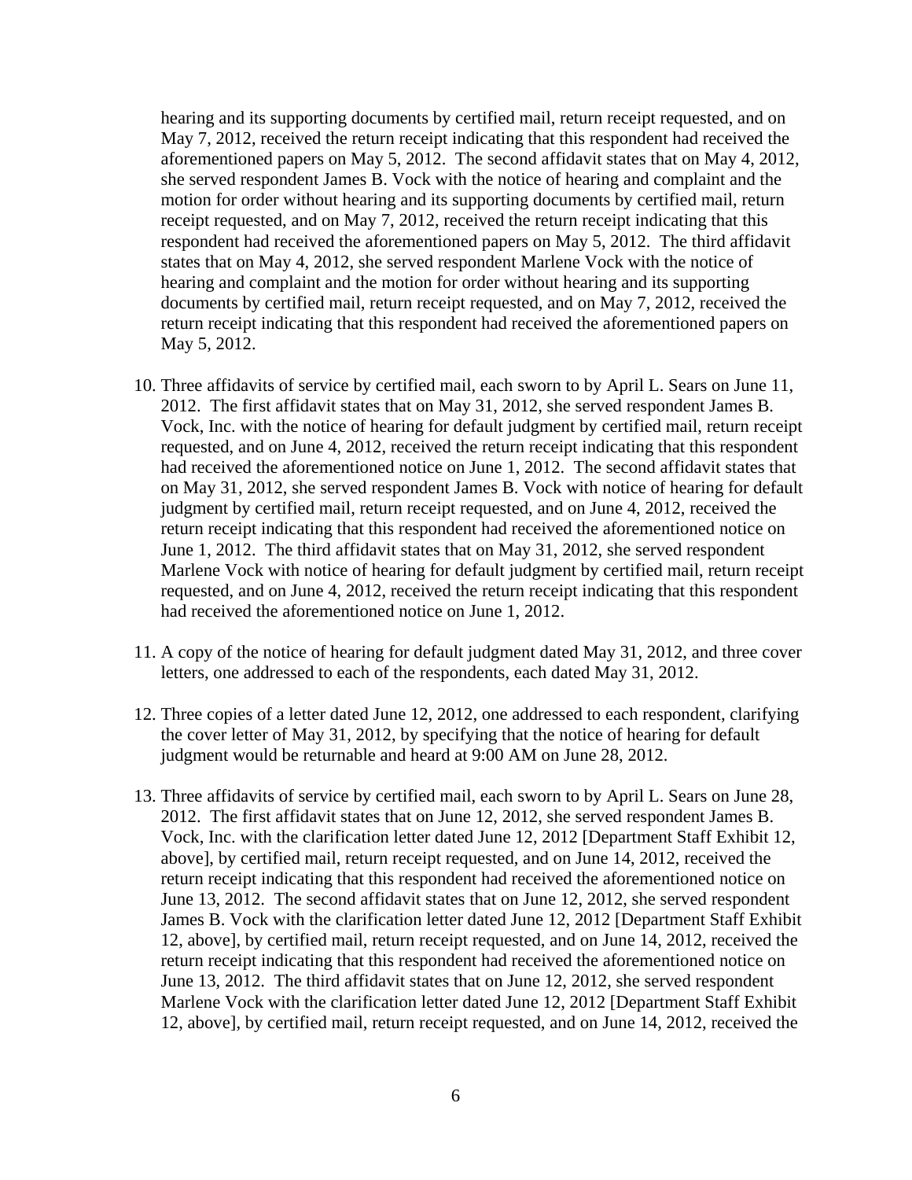hearing and its supporting documents by certified mail, return receipt requested, and on May 7, 2012, received the return receipt indicating that this respondent had received the aforementioned papers on May 5, 2012. The second affidavit states that on May 4, 2012, she served respondent James B. Vock with the notice of hearing and complaint and the motion for order without hearing and its supporting documents by certified mail, return receipt requested, and on May 7, 2012, received the return receipt indicating that this respondent had received the aforementioned papers on May 5, 2012. The third affidavit states that on May 4, 2012, she served respondent Marlene Vock with the notice of hearing and complaint and the motion for order without hearing and its supporting documents by certified mail, return receipt requested, and on May 7, 2012, received the return receipt indicating that this respondent had received the aforementioned papers on May 5, 2012.

10. Three affidavits of service by certified mail, each sworn to by April L. Sears on June 11, 2012. The first affidavit states that on May 31, 2012, she served respondent James B. Vock, Inc. with the notice of hearing for default judgment by certified mail, return receipt requested, and on June 4, 2012, received the return receipt indicating that this respondent had received the aforementioned notice on June 1, 2012. The second affidavit states that on May 31, 2012, she served respondent James B. Vock with notice of hearing for default judgment by certified mail, return receipt requested, and on June 4, 2012, received the return receipt indicating that this respondent had received the aforementioned notice on June 1, 2012. The third affidavit states that on May 31, 2012, she served respondent Marlene Vock with notice of hearing for default judgment by certified mail, return receipt requested, and on June 4, 2012, received the return receipt indicating that this respondent had received the aforementioned notice on June 1, 2012.

11. A copy of the notice of hearing for default judgment dated May 31, 2012, and three cover letters, one addressed to each of the respondents, each dated May 31, 2012.

12. Three copies of a letter dated June 12, 2012, one addressed to each respondent, clarifying the cover letter of May 31, 2012, by specifying that the notice of hearing for default judgment would be returnable and heard at 9:00 AM on June 28, 2012.

13. Three affidavits of service by certified mail, each sworn to by April L. Sears on June 28, 2012. The first affidavit states that on June 12, 2012, she served respondent James B. Vock, Inc. with the clarification letter dated June 12, 2012 [Department Staff Exhibit 12, above], by certified mail, return receipt requested, and on June 14, 2012, received the return receipt indicating that this respondent had received the aforementioned notice on June 13, 2012. The second affidavit states that on June 12, 2012, she served respondent James B. Vock with the clarification letter dated June 12, 2012 [Department Staff Exhibit 12, above], by certified mail, return receipt requested, and on June 14, 2012, received the return receipt indicating that this respondent had received the aforementioned notice on June 13, 2012. The third affidavit states that on June 12, 2012, she served respondent Marlene Vock with the clarification letter dated June 12, 2012 [Department Staff Exhibit 12, above], by certified mail, return receipt requested, and on June 14, 2012, received the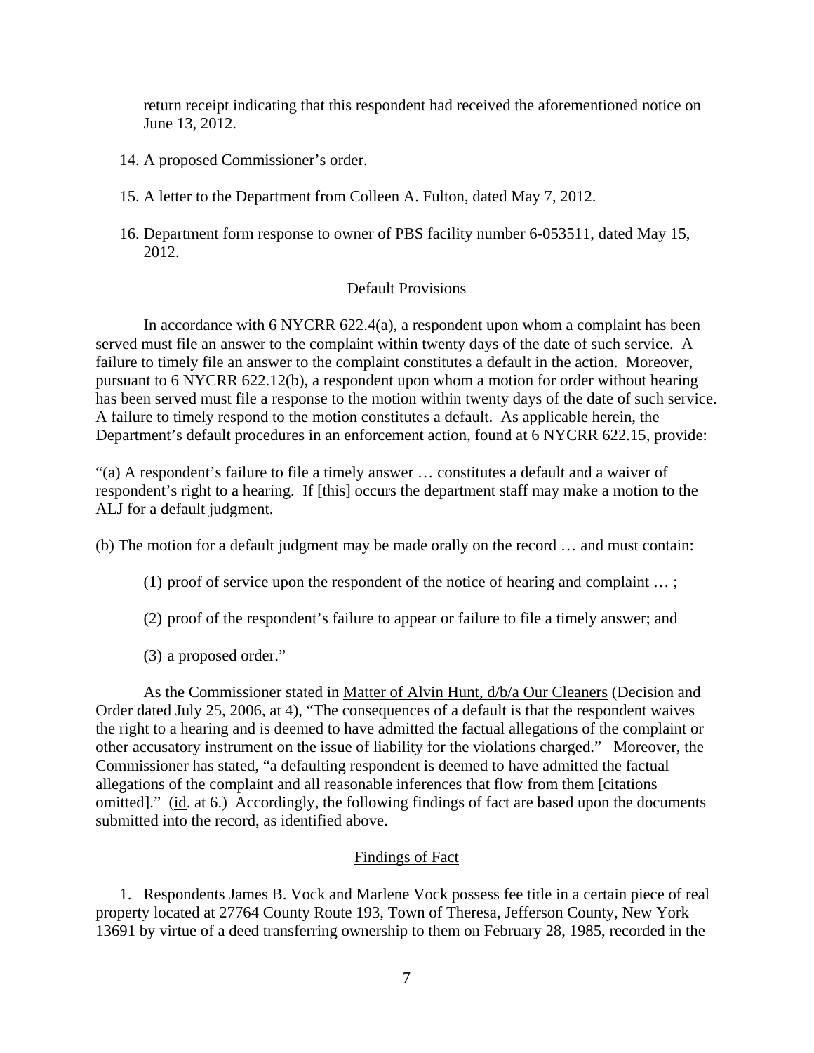return receipt indicating that this respondent had received the aforementioned notice on June 13, 2012.

14. A proposed Commissioner's order.

15. A letter to the Department from Colleen A. Fulton, dated May 7, 2012.

16. Department form response to owner of PBS facility number 6-053511, dated May 15, 2012.

## Default Provisions

In accordance with 6 NYCRR 622.4(a), a respondent upon whom a complaint has been served must file an answer to the complaint within twenty days of the date of such service. A failure to timely file an answer to the complaint constitutes a default in the action. Moreover, pursuant to 6 NYCRR 622.12(b), a respondent upon whom a motion for order without hearing has been served must file a response to the motion within twenty days of the date of such service. A failure to timely respond to the motion constitutes a default. As applicable herein, the Department's default procedures in an enforcement action, found at 6 NYCRR 622.15, provide:

"(a) A respondent's failure to file a timely answer … constitutes a default and a waiver of respondent's right to a hearing. If [this] occurs the department staff may make a motion to the ALJ for a default judgment.

(b) The motion for a default judgment may be made orally on the record … and must contain:

(1) proof of service upon the respondent of the notice of hearing and complaint … ;

(2) proof of the respondent's failure to appear or failure to file a timely answer; and

(3) a proposed order."

As the Commissioner stated in Matter of Alvin Hunt, d/b/a Our Cleaners (Decision and Order dated July 25, 2006, at 4), "The consequences of a default is that the respondent waives the right to a hearing and is deemed to have admitted the factual allegations of the complaint or other accusatory instrument on the issue of liability for the violations charged." Moreover, the Commissioner has stated, "a defaulting respondent is deemed to have admitted the factual allegations of the complaint and all reasonable inferences that flow from them [citations omitted]." (id. at 6.) Accordingly, the following findings of fact are based upon the documents submitted into the record, as identified above.

## Findings of Fact

1. Respondents James B. Vock and Marlene Vock possess fee title in a certain piece of real property located at 27764 County Route 193, Town of Theresa, Jefferson County, New York 13691 by virtue of a deed transferring ownership to them on February 28, 1985, recorded in the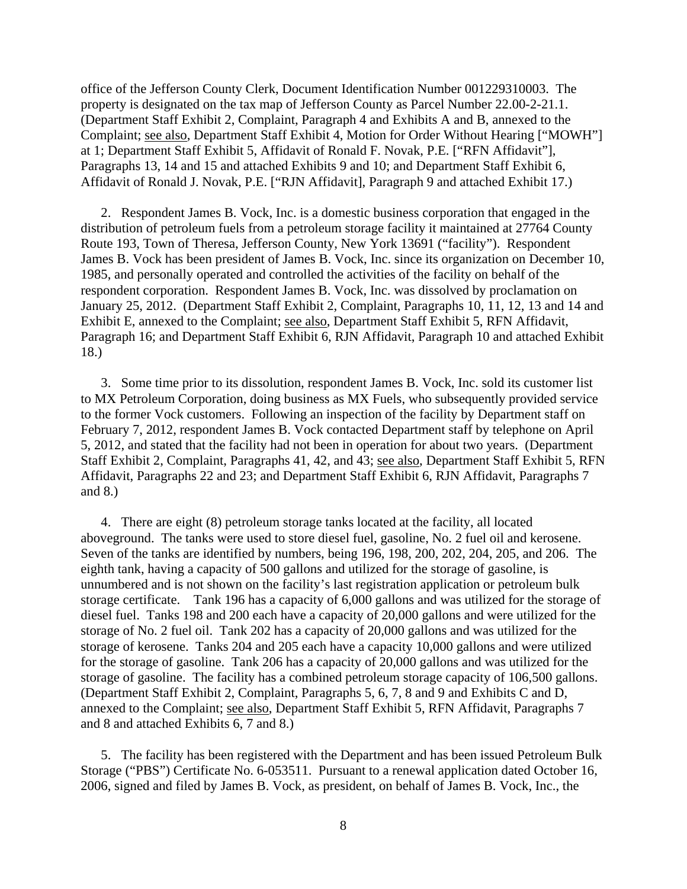office of the Jefferson County Clerk, Document Identification Number 001229310003. The property is designated on the tax map of Jefferson County as Parcel Number 22.00-2-21.1. (Department Staff Exhibit 2, Complaint, Paragraph 4 and Exhibits A and B, annexed to the Complaint; see also, Department Staff Exhibit 4, Motion for Order Without Hearing ["MOWH"] at 1; Department Staff Exhibit 5, Affidavit of Ronald F. Novak, P.E. ["RFN Affidavit"], Paragraphs 13, 14 and 15 and attached Exhibits 9 and 10; and Department Staff Exhibit 6, Affidavit of Ronald J. Novak, P.E. ["RJN Affidavit], Paragraph 9 and attached Exhibit 17.)

2. Respondent James B. Vock, Inc. is a domestic business corporation that engaged in the distribution of petroleum fuels from a petroleum storage facility it maintained at 27764 County Route 193, Town of Theresa, Jefferson County, New York 13691 ("facility"). Respondent James B. Vock has been president of James B. Vock, Inc. since its organization on December 10, 1985, and personally operated and controlled the activities of the facility on behalf of the respondent corporation. Respondent James B. Vock, Inc. was dissolved by proclamation on January 25, 2012. (Department Staff Exhibit 2, Complaint, Paragraphs 10, 11, 12, 13 and 14 and Exhibit E, annexed to the Complaint; see also, Department Staff Exhibit 5, RFN Affidavit, Paragraph 16; and Department Staff Exhibit 6, RJN Affidavit, Paragraph 10 and attached Exhibit 18.)

3. Some time prior to its dissolution, respondent James B. Vock, Inc. sold its customer list to MX Petroleum Corporation, doing business as MX Fuels, who subsequently provided service to the former Vock customers. Following an inspection of the facility by Department staff on February 7, 2012, respondent James B. Vock contacted Department staff by telephone on April 5, 2012, and stated that the facility had not been in operation for about two years. (Department Staff Exhibit 2, Complaint, Paragraphs 41, 42, and 43; see also, Department Staff Exhibit 5, RFN Affidavit, Paragraphs 22 and 23; and Department Staff Exhibit 6, RJN Affidavit, Paragraphs 7 and 8.)

4. There are eight (8) petroleum storage tanks located at the facility, all located aboveground. The tanks were used to store diesel fuel, gasoline, No. 2 fuel oil and kerosene. Seven of the tanks are identified by numbers, being 196, 198, 200, 202, 204, 205, and 206. The eighth tank, having a capacity of 500 gallons and utilized for the storage of gasoline, is unnumbered and is not shown on the facility's last registration application or petroleum bulk storage certificate. Tank 196 has a capacity of 6,000 gallons and was utilized for the storage of diesel fuel. Tanks 198 and 200 each have a capacity of 20,000 gallons and were utilized for the storage of No. 2 fuel oil. Tank 202 has a capacity of 20,000 gallons and was utilized for the storage of kerosene. Tanks 204 and 205 each have a capacity 10,000 gallons and were utilized for the storage of gasoline. Tank 206 has a capacity of 20,000 gallons and was utilized for the storage of gasoline. The facility has a combined petroleum storage capacity of 106,500 gallons. (Department Staff Exhibit 2, Complaint, Paragraphs 5, 6, 7, 8 and 9 and Exhibits C and D, annexed to the Complaint; see also, Department Staff Exhibit 5, RFN Affidavit, Paragraphs 7 and 8 and attached Exhibits 6, 7 and 8.)

5. The facility has been registered with the Department and has been issued Petroleum Bulk Storage ("PBS") Certificate No. 6-053511. Pursuant to a renewal application dated October 16, 2006, signed and filed by James B. Vock, as president, on behalf of James B. Vock, Inc., the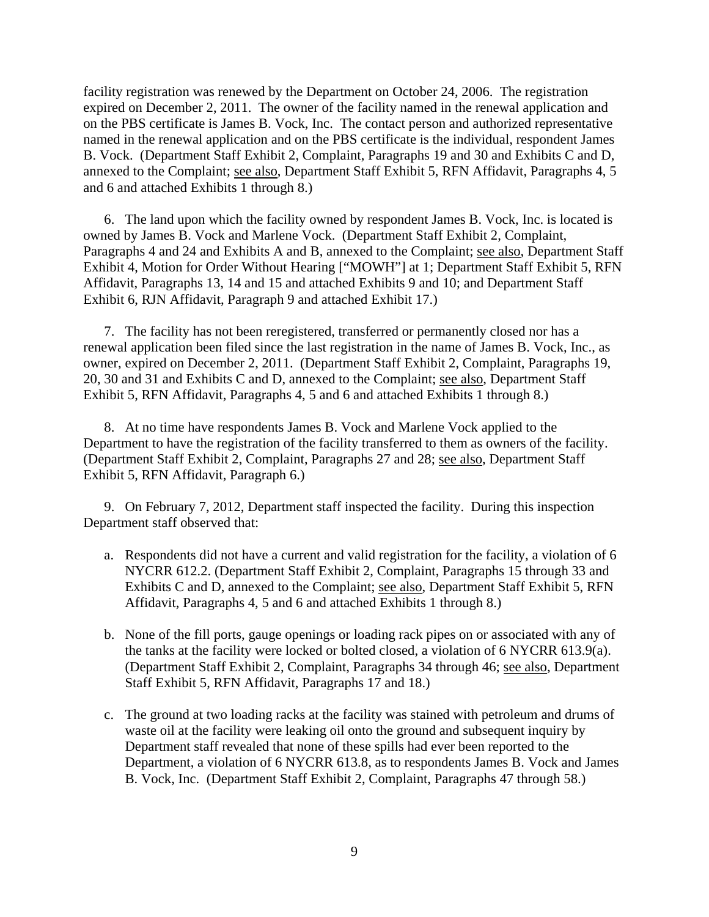facility registration was renewed by the Department on October 24, 2006. The registration expired on December 2, 2011. The owner of the facility named in the renewal application and on the PBS certificate is James B. Vock, Inc. The contact person and authorized representative named in the renewal application and on the PBS certificate is the individual, respondent James B. Vock. (Department Staff Exhibit 2, Complaint, Paragraphs 19 and 30 and Exhibits C and D, annexed to the Complaint; see also, Department Staff Exhibit 5, RFN Affidavit, Paragraphs 4, 5 and 6 and attached Exhibits 1 through 8.)

6. The land upon which the facility owned by respondent James B. Vock, Inc. is located is owned by James B. Vock and Marlene Vock. (Department Staff Exhibit 2, Complaint, Paragraphs 4 and 24 and Exhibits A and B, annexed to the Complaint; see also, Department Staff Exhibit 4, Motion for Order Without Hearing ["MOWH"] at 1; Department Staff Exhibit 5, RFN Affidavit, Paragraphs 13, 14 and 15 and attached Exhibits 9 and 10; and Department Staff Exhibit 6, RJN Affidavit, Paragraph 9 and attached Exhibit 17.)

7. The facility has not been reregistered, transferred or permanently closed nor has a renewal application been filed since the last registration in the name of James B. Vock, Inc., as owner, expired on December 2, 2011. (Department Staff Exhibit 2, Complaint, Paragraphs 19, 20, 30 and 31 and Exhibits C and D, annexed to the Complaint; see also, Department Staff Exhibit 5, RFN Affidavit, Paragraphs 4, 5 and 6 and attached Exhibits 1 through 8.)

8. At no time have respondents James B. Vock and Marlene Vock applied to the Department to have the registration of the facility transferred to them as owners of the facility. (Department Staff Exhibit 2, Complaint, Paragraphs 27 and 28; see also, Department Staff Exhibit 5, RFN Affidavit, Paragraph 6.)

9. On February 7, 2012, Department staff inspected the facility. During this inspection Department staff observed that:

a. Respondents did not have a current and valid registration for the facility, a violation of 6 NYCRR 612.2. (Department Staff Exhibit 2, Complaint, Paragraphs 15 through 33 and Exhibits C and D, annexed to the Complaint; see also, Department Staff Exhibit 5, RFN Affidavit, Paragraphs 4, 5 and 6 and attached Exhibits 1 through 8.)

b. None of the fill ports, gauge openings or loading rack pipes on or associated with any of the tanks at the facility were locked or bolted closed, a violation of 6 NYCRR 613.9(a). (Department Staff Exhibit 2, Complaint, Paragraphs 34 through 46; see also, Department Staff Exhibit 5, RFN Affidavit, Paragraphs 17 and 18.)

c. The ground at two loading racks at the facility was stained with petroleum and drums of waste oil at the facility were leaking oil onto the ground and subsequent inquiry by Department staff revealed that none of these spills had ever been reported to the Department, a violation of 6 NYCRR 613.8, as to respondents James B. Vock and James B. Vock, Inc. (Department Staff Exhibit 2, Complaint, Paragraphs 47 through 58.)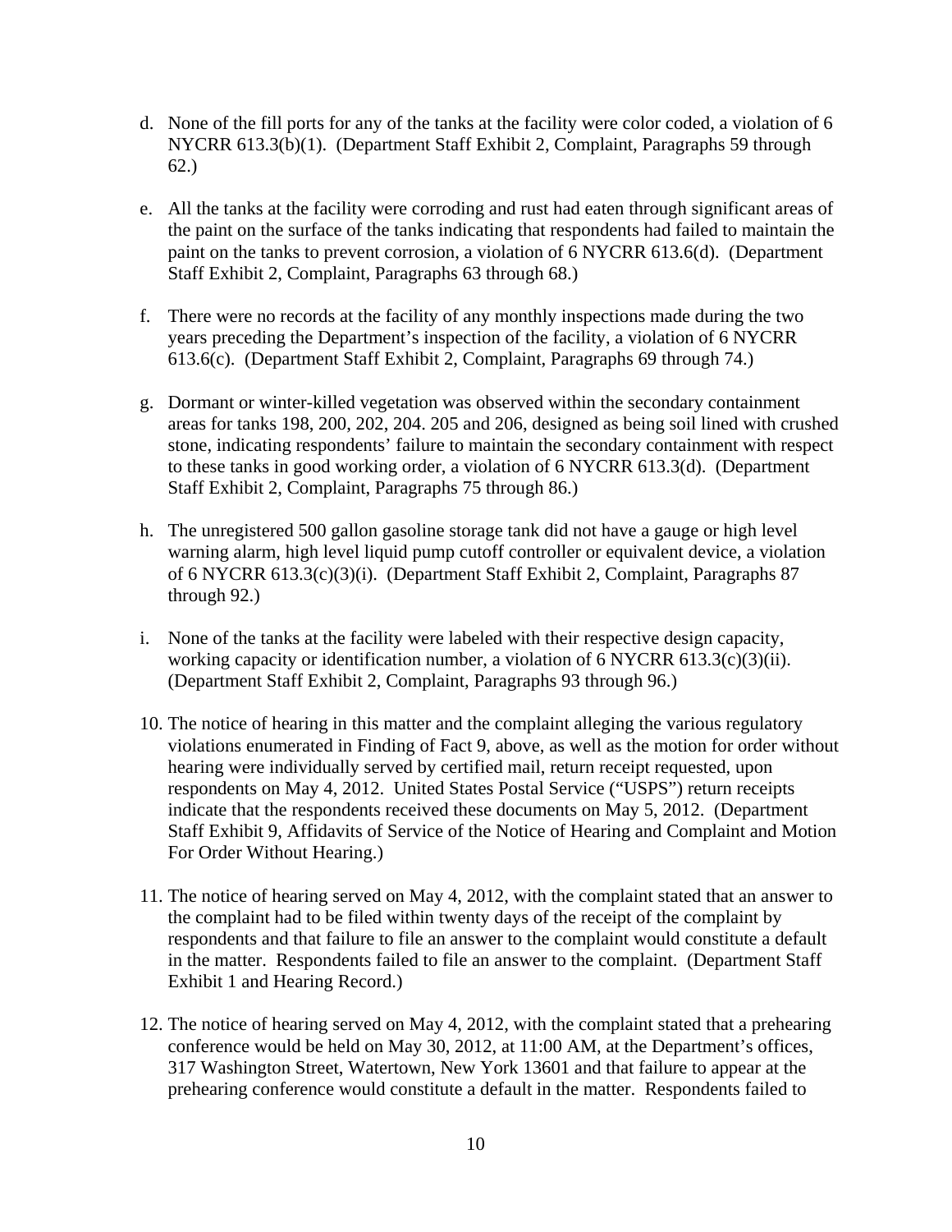d. None of the fill ports for any of the tanks at the facility were color coded, a violation of 6 NYCRR 613.3(b)(1). (Department Staff Exhibit 2, Complaint, Paragraphs 59 through 62.)

e. All the tanks at the facility were corroding and rust had eaten through significant areas of the paint on the surface of the tanks indicating that respondents had failed to maintain the paint on the tanks to prevent corrosion, a violation of 6 NYCRR 613.6(d). (Department Staff Exhibit 2, Complaint, Paragraphs 63 through 68.)

f. There were no records at the facility of any monthly inspections made during the two years preceding the Department's inspection of the facility, a violation of 6 NYCRR 613.6(c). (Department Staff Exhibit 2, Complaint, Paragraphs 69 through 74.)

g. Dormant or winter-killed vegetation was observed within the secondary containment areas for tanks 198, 200, 202, 204. 205 and 206, designed as being soil lined with crushed stone, indicating respondents' failure to maintain the secondary containment with respect to these tanks in good working order, a violation of 6 NYCRR 613.3(d). (Department Staff Exhibit 2, Complaint, Paragraphs 75 through 86.)

h. The unregistered 500 gallon gasoline storage tank did not have a gauge or high level warning alarm, high level liquid pump cutoff controller or equivalent device, a violation of 6 NYCRR 613.3(c)(3)(i). (Department Staff Exhibit 2, Complaint, Paragraphs 87 through 92.)

i. None of the tanks at the facility were labeled with their respective design capacity, working capacity or identification number, a violation of 6 NYCRR 613.3(c)(3)(ii). (Department Staff Exhibit 2, Complaint, Paragraphs 93 through 96.)

10. The notice of hearing in this matter and the complaint alleging the various regulatory violations enumerated in Finding of Fact 9, above, as well as the motion for order without hearing were individually served by certified mail, return receipt requested, upon respondents on May 4, 2012. United States Postal Service ("USPS") return receipts indicate that the respondents received these documents on May 5, 2012. (Department Staff Exhibit 9, Affidavits of Service of the Notice of Hearing and Complaint and Motion For Order Without Hearing.)

11. The notice of hearing served on May 4, 2012, with the complaint stated that an answer to the complaint had to be filed within twenty days of the receipt of the complaint by respondents and that failure to file an answer to the complaint would constitute a default in the matter. Respondents failed to file an answer to the complaint. (Department Staff Exhibit 1 and Hearing Record.)

12. The notice of hearing served on May 4, 2012, with the complaint stated that a prehearing conference would be held on May 30, 2012, at 11:00 AM, at the Department's offices, 317 Washington Street, Watertown, New York 13601 and that failure to appear at the prehearing conference would constitute a default in the matter. Respondents failed to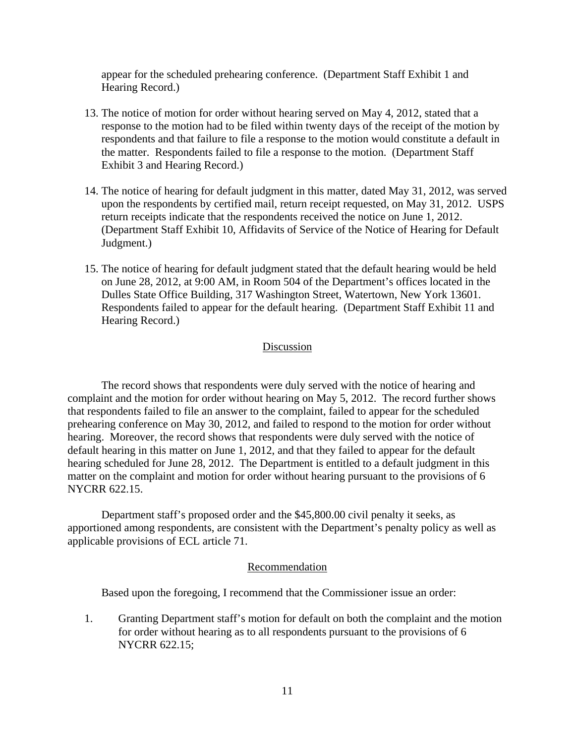appear for the scheduled prehearing conference. (Department Staff Exhibit 1 and Hearing Record.)

13. The notice of motion for order without hearing served on May 4, 2012, stated that a response to the motion had to be filed within twenty days of the receipt of the motion by respondents and that failure to file a response to the motion would constitute a default in the matter. Respondents failed to file a response to the motion. (Department Staff Exhibit 3 and Hearing Record.)

14. The notice of hearing for default judgment in this matter, dated May 31, 2012, was served upon the respondents by certified mail, return receipt requested, on May 31, 2012. USPS return receipts indicate that the respondents received the notice on June 1, 2012. (Department Staff Exhibit 10, Affidavits of Service of the Notice of Hearing for Default Judgment.)

15. The notice of hearing for default judgment stated that the default hearing would be held on June 28, 2012, at 9:00 AM, in Room 504 of the Department's offices located in the Dulles State Office Building, 317 Washington Street, Watertown, New York 13601. Respondents failed to appear for the default hearing. (Department Staff Exhibit 11 and Hearing Record.)

## Discussion

The record shows that respondents were duly served with the notice of hearing and complaint and the motion for order without hearing on May 5, 2012. The record further shows that respondents failed to file an answer to the complaint, failed to appear for the scheduled prehearing conference on May 30, 2012, and failed to respond to the motion for order without hearing. Moreover, the record shows that respondents were duly served with the notice of default hearing in this matter on June 1, 2012, and that they failed to appear for the default hearing scheduled for June 28, 2012. The Department is entitled to a default judgment in this matter on the complaint and motion for order without hearing pursuant to the provisions of 6 NYCRR 622.15.

Department staff's proposed order and the $45,800.00 civil penalty it seeks, as apportioned among respondents, are consistent with the Department's penalty policy as well as applicable provisions of ECL article 71.

## Recommendation

Based upon the foregoing, I recommend that the Commissioner issue an order:

1. Granting Department staff's motion for default on both the complaint and the motion for order without hearing as to all respondents pursuant to the provisions of 6 NYCRR 622.15;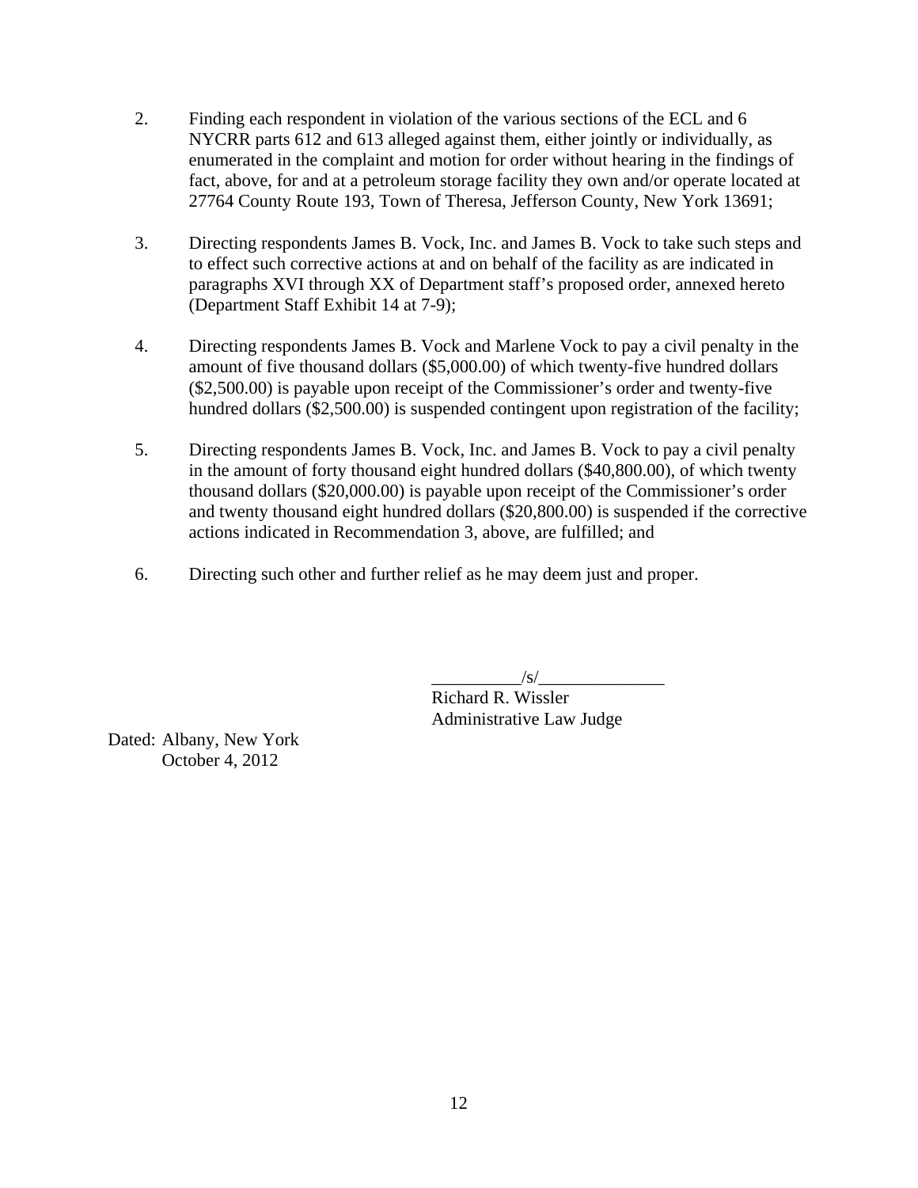2. Finding each respondent in violation of the various sections of the ECL and 6 NYCRR parts 612 and 613 alleged against them, either jointly or individually, as enumerated in the complaint and motion for order without hearing in the findings of fact, above, for and at a petroleum storage facility they own and/or operate located at 27764 County Route 193, Town of Theresa, Jefferson County, New York 13691;

3. Directing respondents James B. Vock, Inc. and James B. Vock to take such steps and to effect such corrective actions at and on behalf of the facility as are indicated in paragraphs XVI through XX of Department staff's proposed order, annexed hereto (Department Staff Exhibit 14 at 7-9);

4. Directing respondents James B. Vock and Marlene Vock to pay a civil penalty in the amount of five thousand dollars ($5,000.00) of which twenty-five hundred dollars ($2,500.00) is payable upon receipt of the Commissioner's order and twenty-five hundred dollars ($2,500.00) is suspended contingent upon registration of the facility;

5. Directing respondents James B. Vock, Inc. and James B. Vock to pay a civil penalty in the amount of forty thousand eight hundred dollars ($40,800.00), of which twenty thousand dollars ($20,000.00) is payable upon receipt of the Commissioner's order and twenty thousand eight hundred dollars ($20,800.00) is suspended if the corrective actions indicated in Recommendation 3, above, are fulfilled; and

6. Directing such other and further relief as he may deem just and proper.

__________/s/______________
Richard R. Wissler
Administrative Law Judge

Dated: Albany, New York
October 4, 2012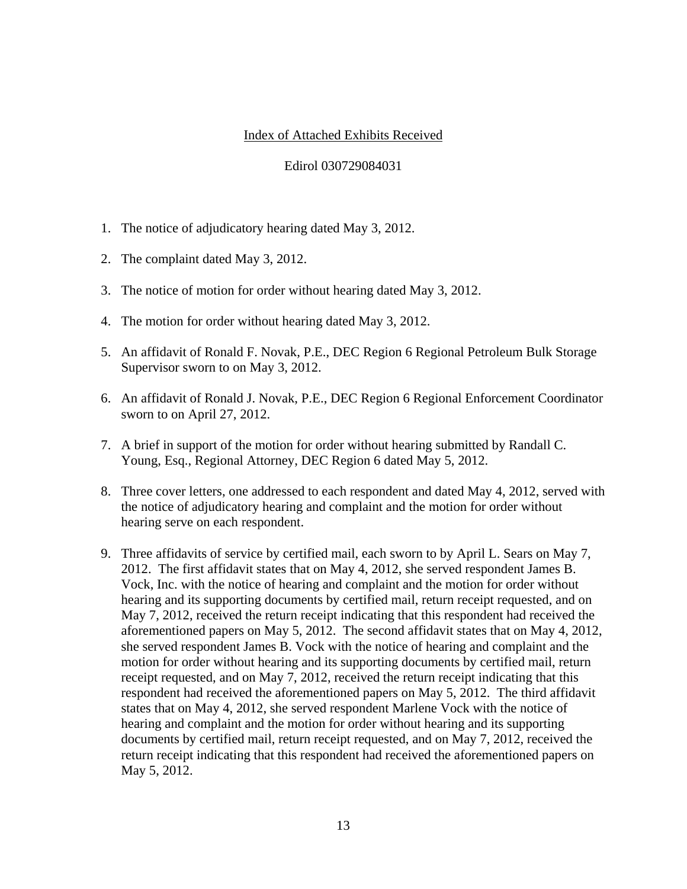Index of Attached Exhibits Received

Edirol 030729084031

1. The notice of adjudicatory hearing dated May 3, 2012.

2. The complaint dated May 3, 2012.

3. The notice of motion for order without hearing dated May 3, 2012.

4. The motion for order without hearing dated May 3, 2012.

5. An affidavit of Ronald F. Novak, P.E., DEC Region 6 Regional Petroleum Bulk Storage Supervisor sworn to on May 3, 2012.

6. An affidavit of Ronald J. Novak, P.E., DEC Region 6 Regional Enforcement Coordinator sworn to on April 27, 2012.

7. A brief in support of the motion for order without hearing submitted by Randall C. Young, Esq., Regional Attorney, DEC Region 6 dated May 5, 2012.

8. Three cover letters, one addressed to each respondent and dated May 4, 2012, served with the notice of adjudicatory hearing and complaint and the motion for order without hearing serve on each respondent.

9. Three affidavits of service by certified mail, each sworn to by April L. Sears on May 7, 2012. The first affidavit states that on May 4, 2012, she served respondent James B. Vock, Inc. with the notice of hearing and complaint and the motion for order without hearing and its supporting documents by certified mail, return receipt requested, and on May 7, 2012, received the return receipt indicating that this respondent had received the aforementioned papers on May 5, 2012. The second affidavit states that on May 4, 2012, she served respondent James B. Vock with the notice of hearing and complaint and the motion for order without hearing and its supporting documents by certified mail, return receipt requested, and on May 7, 2012, received the return receipt indicating that this respondent had received the aforementioned papers on May 5, 2012. The third affidavit states that on May 4, 2012, she served respondent Marlene Vock with the notice of hearing and complaint and the motion for order without hearing and its supporting documents by certified mail, return receipt requested, and on May 7, 2012, received the return receipt indicating that this respondent had received the aforementioned papers on May 5, 2012.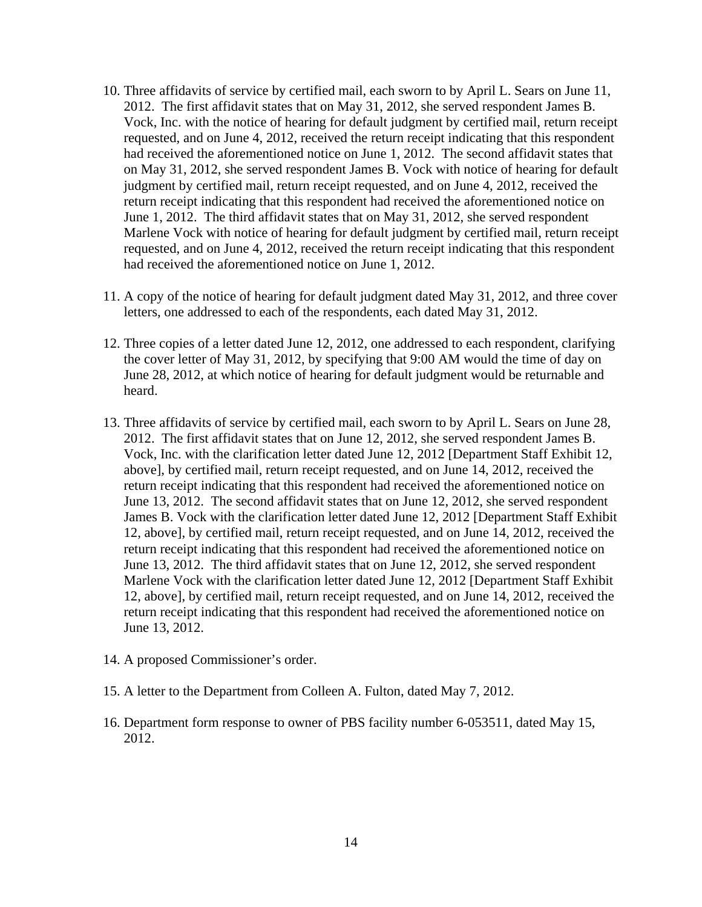10. Three affidavits of service by certified mail, each sworn to by April L. Sears on June 11, 2012. The first affidavit states that on May 31, 2012, she served respondent James B. Vock, Inc. with the notice of hearing for default judgment by certified mail, return receipt requested, and on June 4, 2012, received the return receipt indicating that this respondent had received the aforementioned notice on June 1, 2012. The second affidavit states that on May 31, 2012, she served respondent James B. Vock with notice of hearing for default judgment by certified mail, return receipt requested, and on June 4, 2012, received the return receipt indicating that this respondent had received the aforementioned notice on June 1, 2012. The third affidavit states that on May 31, 2012, she served respondent Marlene Vock with notice of hearing for default judgment by certified mail, return receipt requested, and on June 4, 2012, received the return receipt indicating that this respondent had received the aforementioned notice on June 1, 2012.

11. A copy of the notice of hearing for default judgment dated May 31, 2012, and three cover letters, one addressed to each of the respondents, each dated May 31, 2012.

12. Three copies of a letter dated June 12, 2012, one addressed to each respondent, clarifying the cover letter of May 31, 2012, by specifying that 9:00 AM would the time of day on June 28, 2012, at which notice of hearing for default judgment would be returnable and heard.

13. Three affidavits of service by certified mail, each sworn to by April L. Sears on June 28, 2012. The first affidavit states that on June 12, 2012, she served respondent James B. Vock, Inc. with the clarification letter dated June 12, 2012 [Department Staff Exhibit 12, above], by certified mail, return receipt requested, and on June 14, 2012, received the return receipt indicating that this respondent had received the aforementioned notice on June 13, 2012. The second affidavit states that on June 12, 2012, she served respondent James B. Vock with the clarification letter dated June 12, 2012 [Department Staff Exhibit 12, above], by certified mail, return receipt requested, and on June 14, 2012, received the return receipt indicating that this respondent had received the aforementioned notice on June 13, 2012. The third affidavit states that on June 12, 2012, she served respondent Marlene Vock with the clarification letter dated June 12, 2012 [Department Staff Exhibit 12, above], by certified mail, return receipt requested, and on June 14, 2012, received the return receipt indicating that this respondent had received the aforementioned notice on June 13, 2012.

14. A proposed Commissioner's order.

15. A letter to the Department from Colleen A. Fulton, dated May 7, 2012.

16. Department form response to owner of PBS facility number 6-053511, dated May 15, 2012.